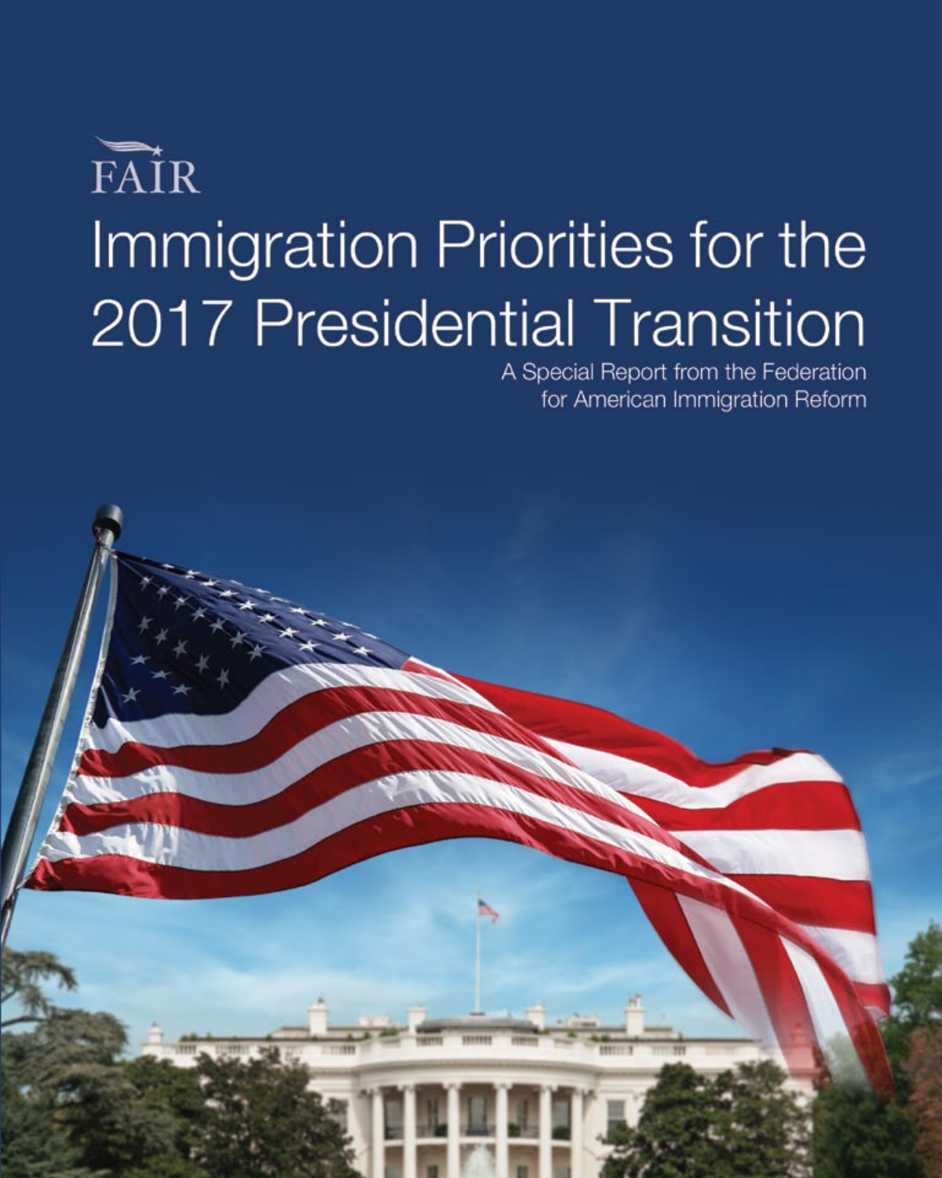FAIR

# Immigration Priorities for the 2017 Presidential Transition

A Special Report from the Federation for American Immigration Reform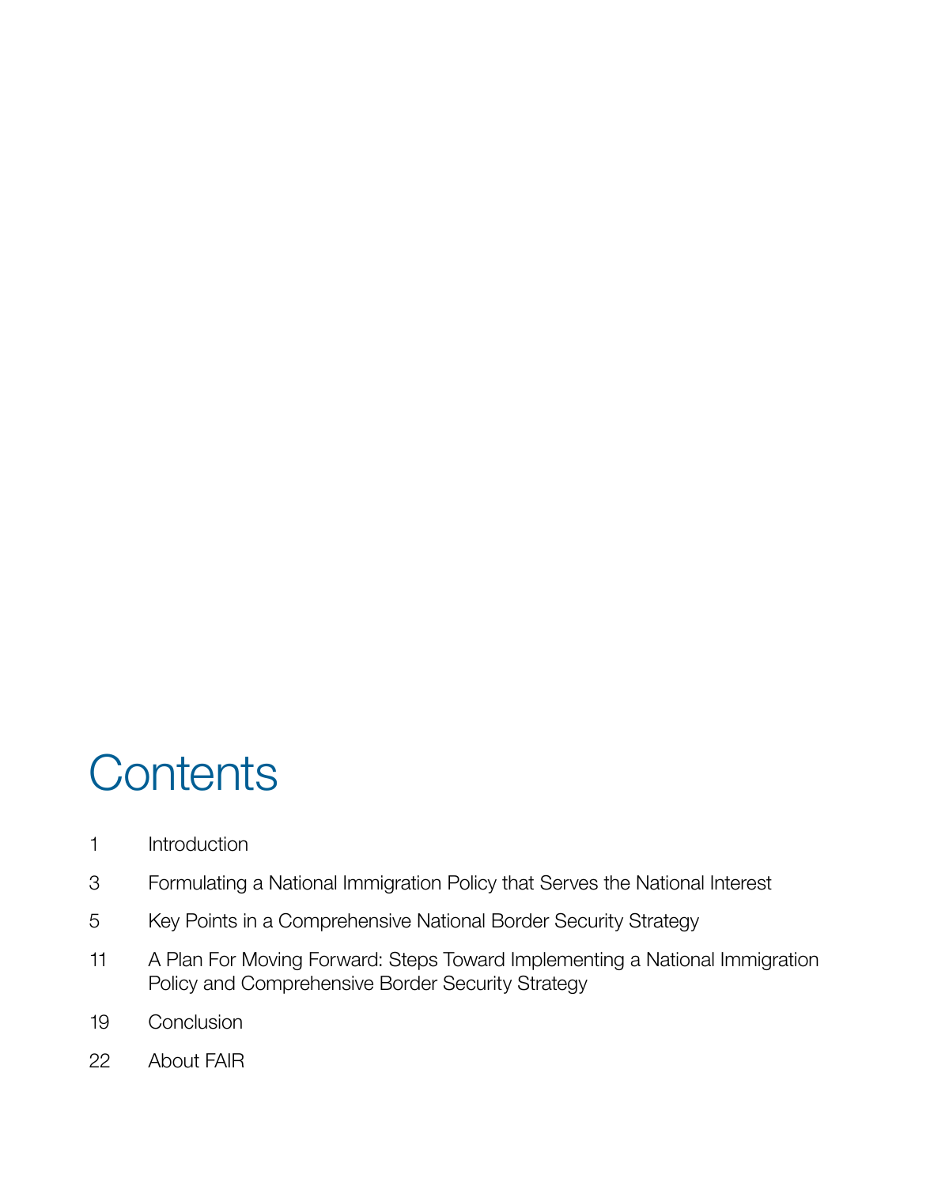# Contents

| | |
|---|---|
| 1 | Introduction |
| 3 | Formulating a National Immigration Policy that Serves the National Interest |
| 5 | Key Points in a Comprehensive National Border Security Strategy |
| 11 | A Plan For Moving Forward: Steps Toward Implementing a National Immigration Policy and Comprehensive Border Security Strategy |
| 19 | Conclusion |
| 22 | About FAIR |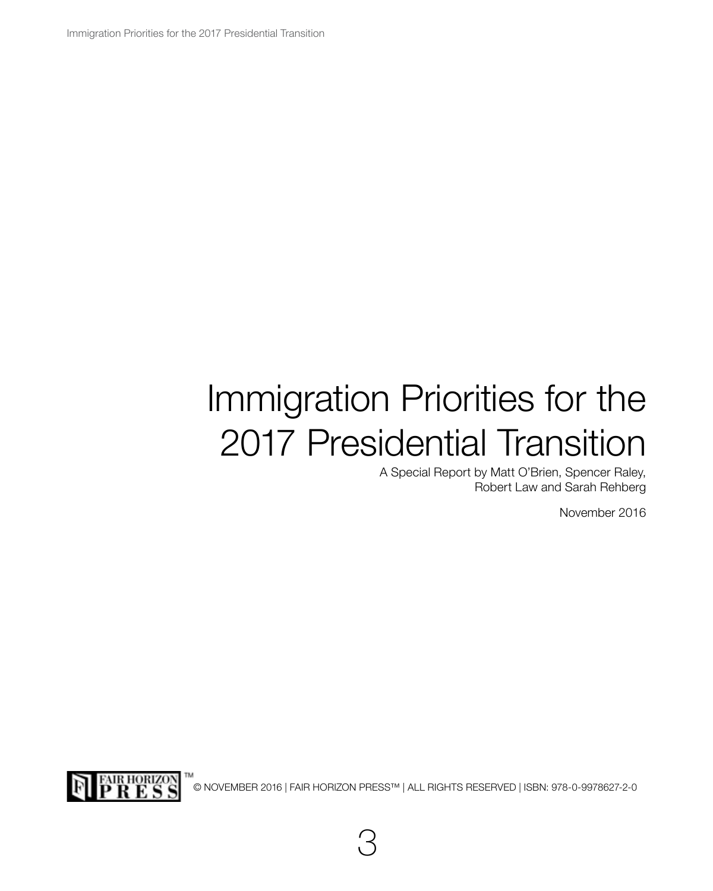# Immigration Priorities for the 2017 Presidential Transition

A Special Report by Matt O'Brien, Spencer Raley, Robert Law and Sarah Rehberg

November 2016

© NOVEMBER 2016 | FAIR HORIZON PRESS™ | ALL RIGHTS RESERVED | ISBN: 978-0-9978627-2-0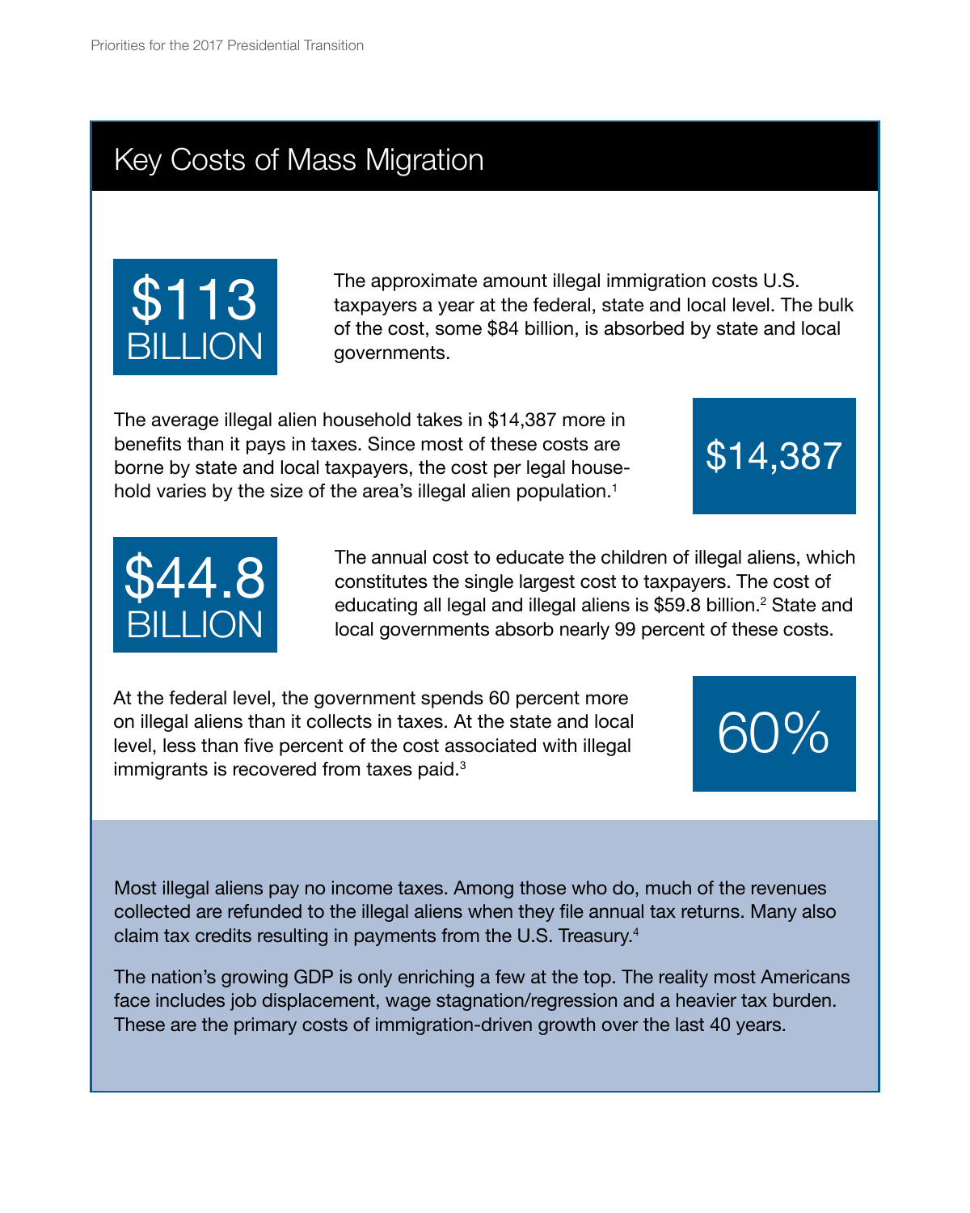## Key Costs of Mass Migration

**$113 BILLION**

The approximate amount illegal immigration costs U.S. taxpayers a year at the federal, state and local level. The bulk of the cost, some $84 billion, is absorbed by state and local governments.

**$14,387**

The average illegal alien household takes in $14,387 more in benefits than it pays in taxes. Since most of these costs are borne by state and local taxpayers, the cost per legal household varies by the size of the area's illegal alien population.[1]

**$44.8 BILLION**

The annual cost to educate the children of illegal aliens, which constitutes the single largest cost to taxpayers. The cost of educating all legal and illegal aliens is $59.8 billion.[2] State and local governments absorb nearly 99 percent of these costs.

**60%**

At the federal level, the government spends 60 percent more on illegal aliens than it collects in taxes. At the state and local level, less than five percent of the cost associated with illegal immigrants is recovered from taxes paid.[3]

Most illegal aliens pay no income taxes. Among those who do, much of the revenues collected are refunded to the illegal aliens when they file annual tax returns. Many also claim tax credits resulting in payments from the U.S. Treasury.[4]

The nation's growing GDP is only enriching a few at the top. The reality most Americans face includes job displacement, wage stagnation/regression and a heavier tax burden. These are the primary costs of immigration-driven growth over the last 40 years.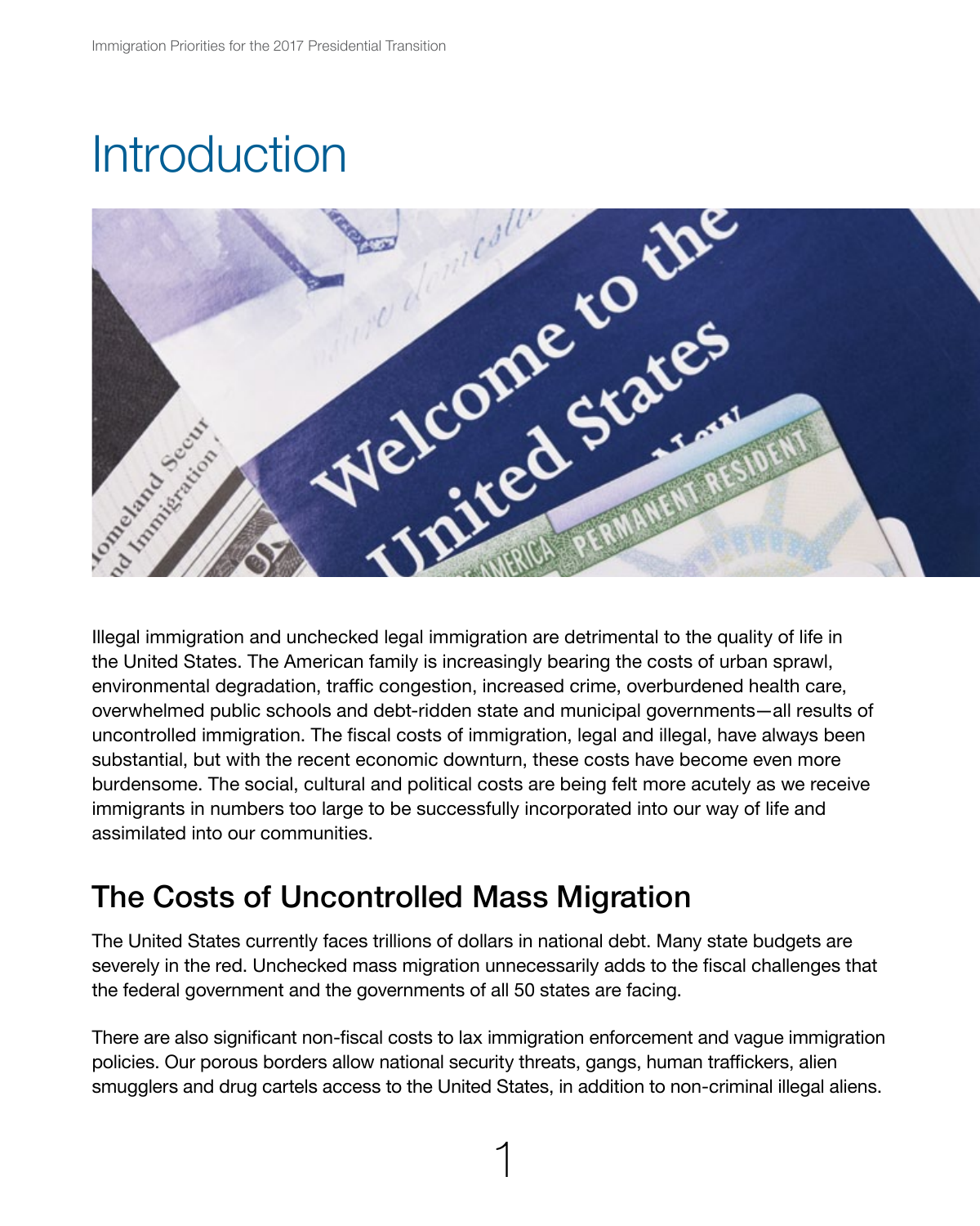# Introduction

Illegal immigration and unchecked legal immigration are detrimental to the quality of life in the United States. The American family is increasingly bearing the costs of urban sprawl, environmental degradation, traffic congestion, increased crime, overburdened health care, overwhelmed public schools and debt-ridden state and municipal governments—all results of uncontrolled immigration. The fiscal costs of immigration, legal and illegal, have always been substantial, but with the recent economic downturn, these costs have become even more burdensome. The social, cultural and political costs are being felt more acutely as we receive immigrants in numbers too large to be successfully incorporated into our way of life and assimilated into our communities.

## The Costs of Uncontrolled Mass Migration

The United States currently faces trillions of dollars in national debt. Many state budgets are severely in the red. Unchecked mass migration unnecessarily adds to the fiscal challenges that the federal government and the governments of all 50 states are facing.

There are also significant non-fiscal costs to lax immigration enforcement and vague immigration policies. Our porous borders allow national security threats, gangs, human traffickers, alien smugglers and drug cartels access to the United States, in addition to non-criminal illegal aliens.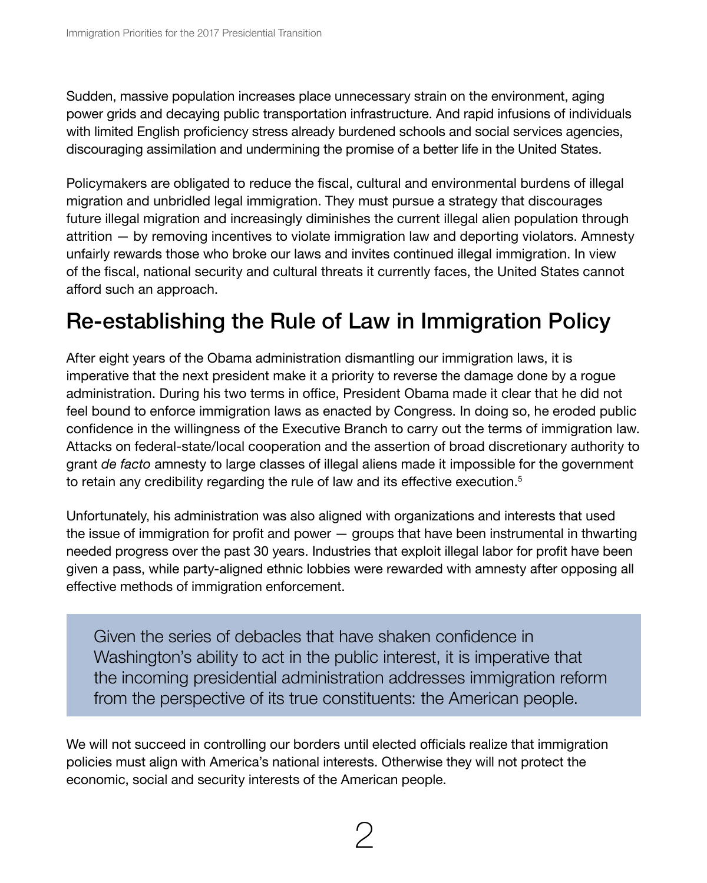Sudden, massive population increases place unnecessary strain on the environment, aging power grids and decaying public transportation infrastructure. And rapid infusions of individuals with limited English proficiency stress already burdened schools and social services agencies, discouraging assimilation and undermining the promise of a better life in the United States.

Policymakers are obligated to reduce the fiscal, cultural and environmental burdens of illegal migration and unbridled legal immigration. They must pursue a strategy that discourages future illegal migration and increasingly diminishes the current illegal alien population through attrition — by removing incentives to violate immigration law and deporting violators. Amnesty unfairly rewards those who broke our laws and invites continued illegal immigration. In view of the fiscal, national security and cultural threats it currently faces, the United States cannot afford such an approach.

## Re-establishing the Rule of Law in Immigration Policy

After eight years of the Obama administration dismantling our immigration laws, it is imperative that the next president make it a priority to reverse the damage done by a rogue administration. During his two terms in office, President Obama made it clear that he did not feel bound to enforce immigration laws as enacted by Congress. In doing so, he eroded public confidence in the willingness of the Executive Branch to carry out the terms of immigration law. Attacks on federal-state/local cooperation and the assertion of broad discretionary authority to grant *de facto* amnesty to large classes of illegal aliens made it impossible for the government to retain any credibility regarding the rule of law and its effective execution.[5]

Unfortunately, his administration was also aligned with organizations and interests that used the issue of immigration for profit and power — groups that have been instrumental in thwarting needed progress over the past 30 years. Industries that exploit illegal labor for profit have been given a pass, while party-aligned ethnic lobbies were rewarded with amnesty after opposing all effective methods of immigration enforcement.

> Given the series of debacles that have shaken confidence in Washington's ability to act in the public interest, it is imperative that the incoming presidential administration addresses immigration reform from the perspective of its true constituents: the American people.

We will not succeed in controlling our borders until elected officials realize that immigration policies must align with America's national interests. Otherwise they will not protect the economic, social and security interests of the American people.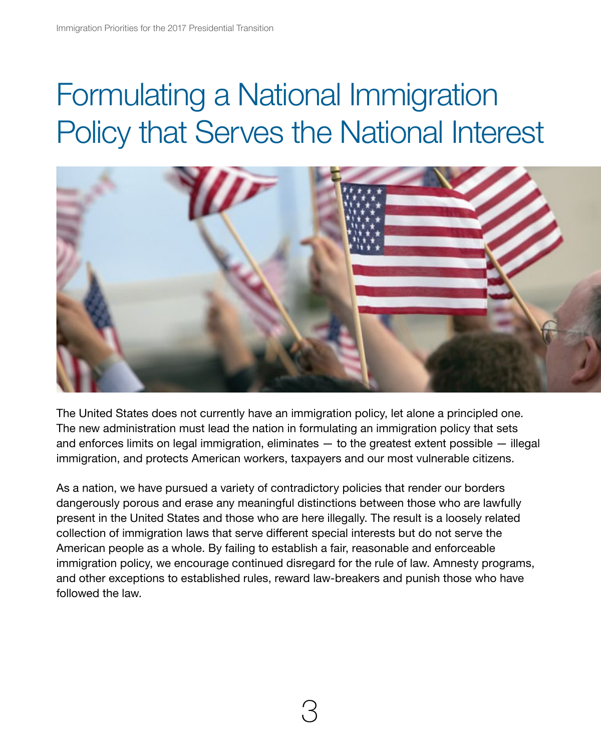# Formulating a National Immigration Policy that Serves the National Interest

The United States does not currently have an immigration policy, let alone a principled one. The new administration must lead the nation in formulating an immigration policy that sets and enforces limits on legal immigration, eliminates — to the greatest extent possible — illegal immigration, and protects American workers, taxpayers and our most vulnerable citizens.

As a nation, we have pursued a variety of contradictory policies that render our borders dangerously porous and erase any meaningful distinctions between those who are lawfully present in the United States and those who are here illegally. The result is a loosely related collection of immigration laws that serve different special interests but do not serve the American people as a whole. By failing to establish a fair, reasonable and enforceable immigration policy, we encourage continued disregard for the rule of law. Amnesty programs, and other exceptions to established rules, reward law-breakers and punish those who have followed the law.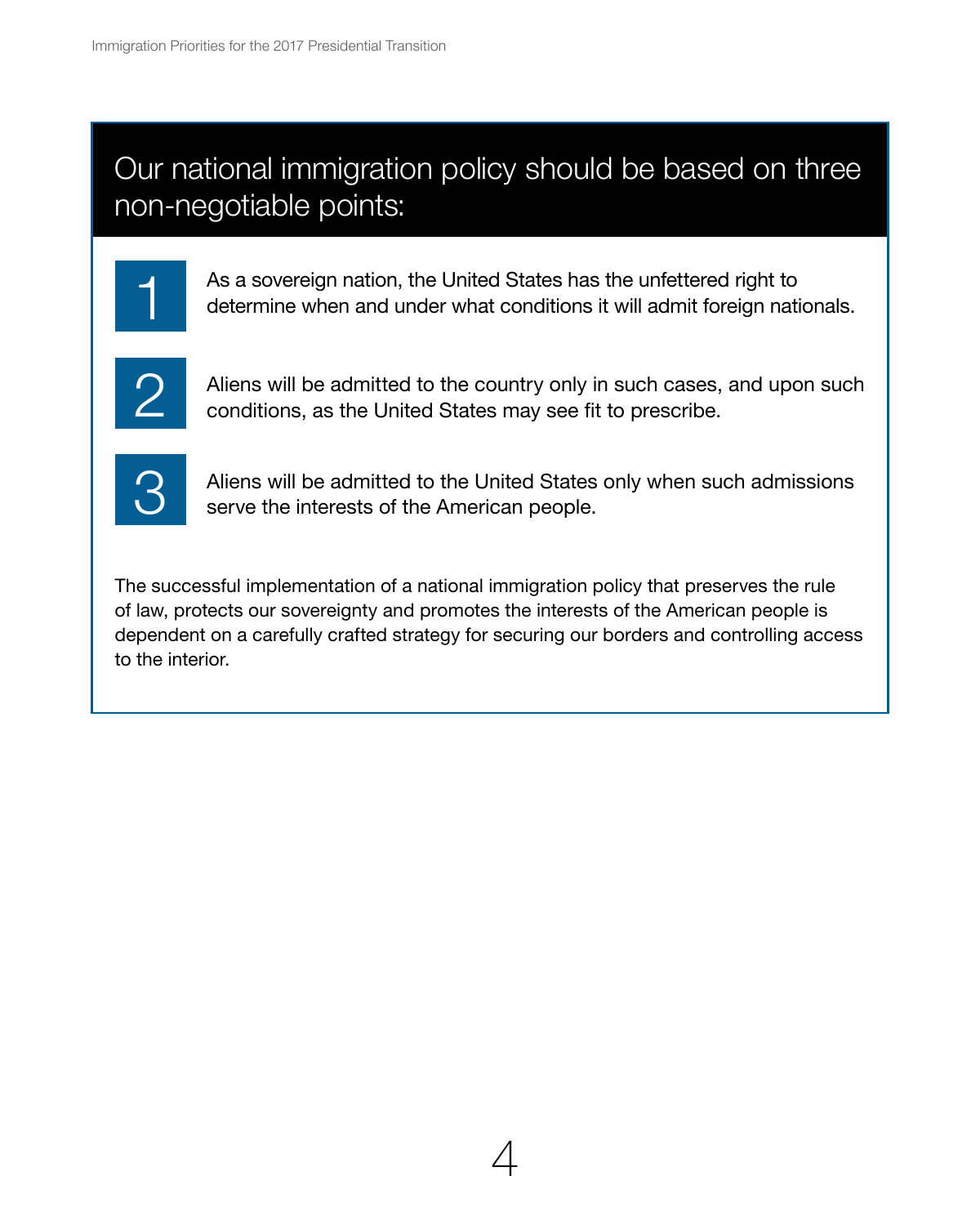## Our national immigration policy should be based on three non-negotiable points:

1. As a sovereign nation, the United States has the unfettered right to determine when and under what conditions it will admit foreign nationals.

2. Aliens will be admitted to the country only in such cases, and upon such conditions, as the United States may see fit to prescribe.

3. Aliens will be admitted to the United States only when such admissions serve the interests of the American people.

The successful implementation of a national immigration policy that preserves the rule of law, protects our sovereignty and promotes the interests of the American people is dependent on a carefully crafted strategy for securing our borders and controlling access to the interior.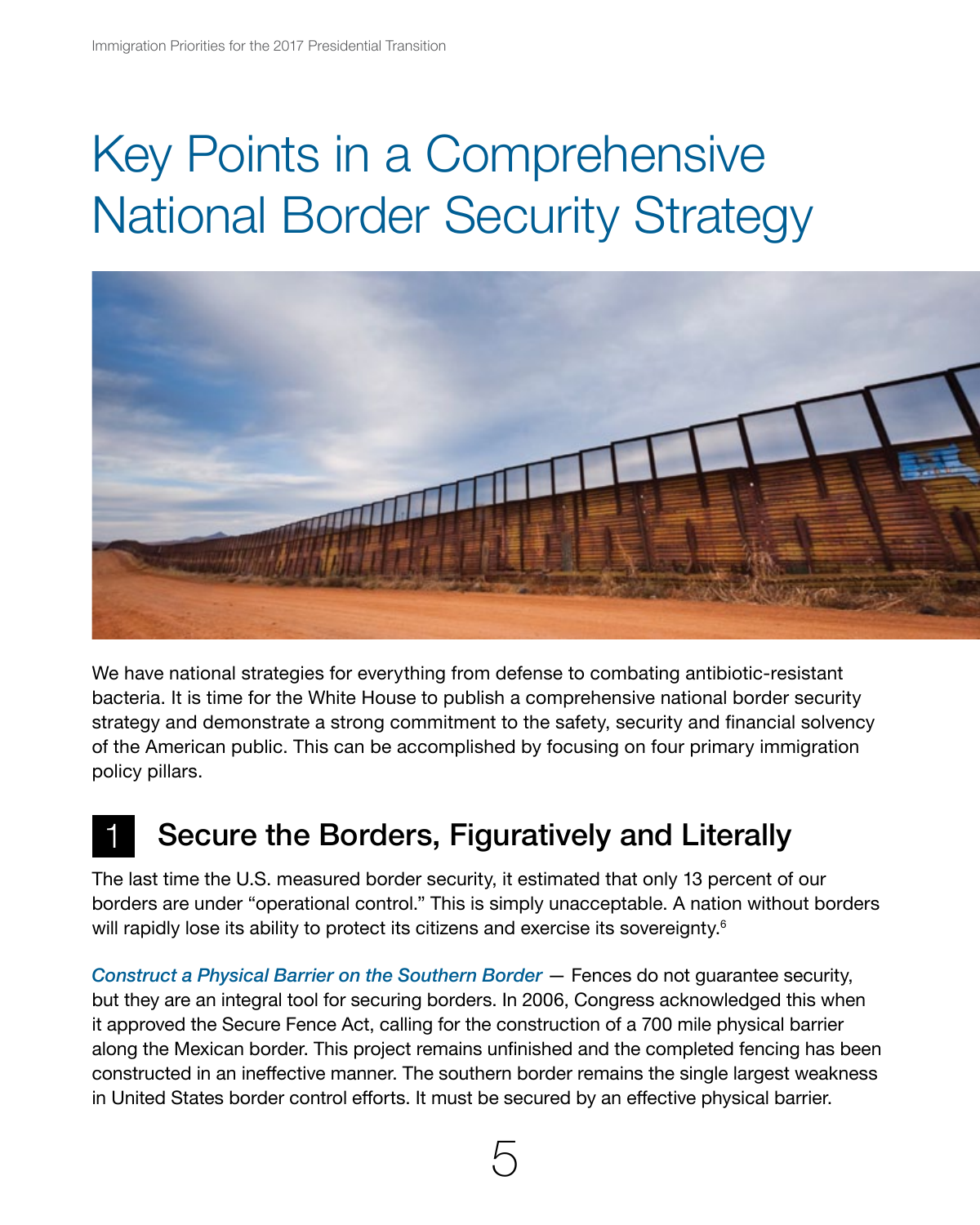# Key Points in a Comprehensive National Border Security Strategy

We have national strategies for everything from defense to combating antibiotic-resistant bacteria. It is time for the White House to publish a comprehensive national border security strategy and demonstrate a strong commitment to the safety, security and financial solvency of the American public. This can be accomplished by focusing on four primary immigration policy pillars.

## 1 Secure the Borders, Figuratively and Literally

The last time the U.S. measured border security, it estimated that only 13 percent of our borders are under "operational control." This is simply unacceptable. A nation without borders will rapidly lose its ability to protect its citizens and exercise its sovereignty.[6]

*Construct a Physical Barrier on the Southern Border* — Fences do not guarantee security, but they are an integral tool for securing borders. In 2006, Congress acknowledged this when it approved the Secure Fence Act, calling for the construction of a 700 mile physical barrier along the Mexican border. This project remains unfinished and the completed fencing has been constructed in an ineffective manner. The southern border remains the single largest weakness in United States border control efforts. It must be secured by an effective physical barrier.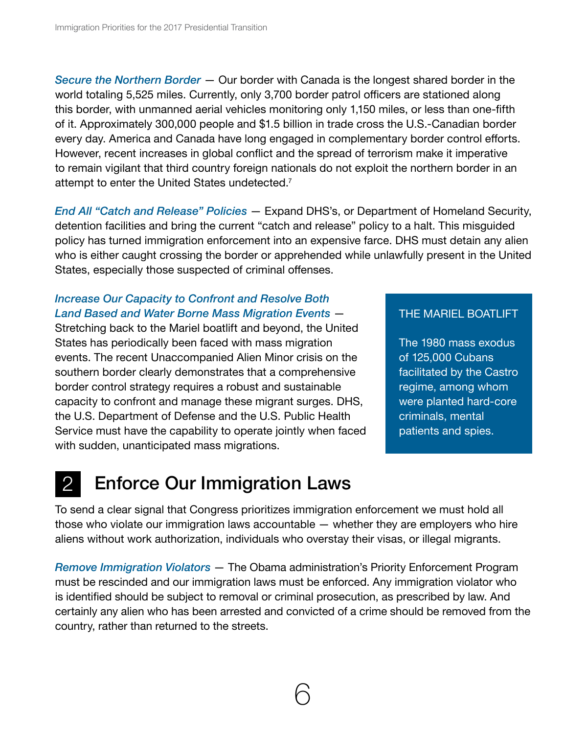***Secure the Northern Border*** — Our border with Canada is the longest shared border in the world totaling 5,525 miles. Currently, only 3,700 border patrol officers are stationed along this border, with unmanned aerial vehicles monitoring only 1,150 miles, or less than one-fifth of it. Approximately 300,000 people and $1.5 billion in trade cross the U.S.-Canadian border every day. America and Canada have long engaged in complementary border control efforts. However, recent increases in global conflict and the spread of terrorism make it imperative to remain vigilant that third country foreign nationals do not exploit the northern border in an attempt to enter the United States undetected.[7]

***End All "Catch and Release" Policies*** — Expand DHS's, or Department of Homeland Security, detention facilities and bring the current "catch and release" policy to a halt. This misguided policy has turned immigration enforcement into an expensive farce. DHS must detain any alien who is either caught crossing the border or apprehended while unlawfully present in the United States, especially those suspected of criminal offenses.

***Increase Our Capacity to Confront and Resolve Both Land Based and Water Borne Mass Migration Events*** — Stretching back to the Mariel boatlift and beyond, the United States has periodically been faced with mass migration events. The recent Unaccompanied Alien Minor crisis on the southern border clearly demonstrates that a comprehensive border control strategy requires a robust and sustainable capacity to confront and manage these migrant surges. DHS, the U.S. Department of Defense and the U.S. Public Health Service must have the capability to operate jointly when faced with sudden, unanticipated mass migrations.

> THE MARIEL BOATLIFT
>
> The 1980 mass exodus of 125,000 Cubans facilitated by the Castro regime, among whom were planted hard-core criminals, mental patients and spies.

## 2 Enforce Our Immigration Laws

To send a clear signal that Congress prioritizes immigration enforcement we must hold all those who violate our immigration laws accountable — whether they are employers who hire aliens without work authorization, individuals who overstay their visas, or illegal migrants.

***Remove Immigration Violators*** — The Obama administration's Priority Enforcement Program must be rescinded and our immigration laws must be enforced. Any immigration violator who is identified should be subject to removal or criminal prosecution, as prescribed by law. And certainly any alien who has been arrested and convicted of a crime should be removed from the country, rather than returned to the streets.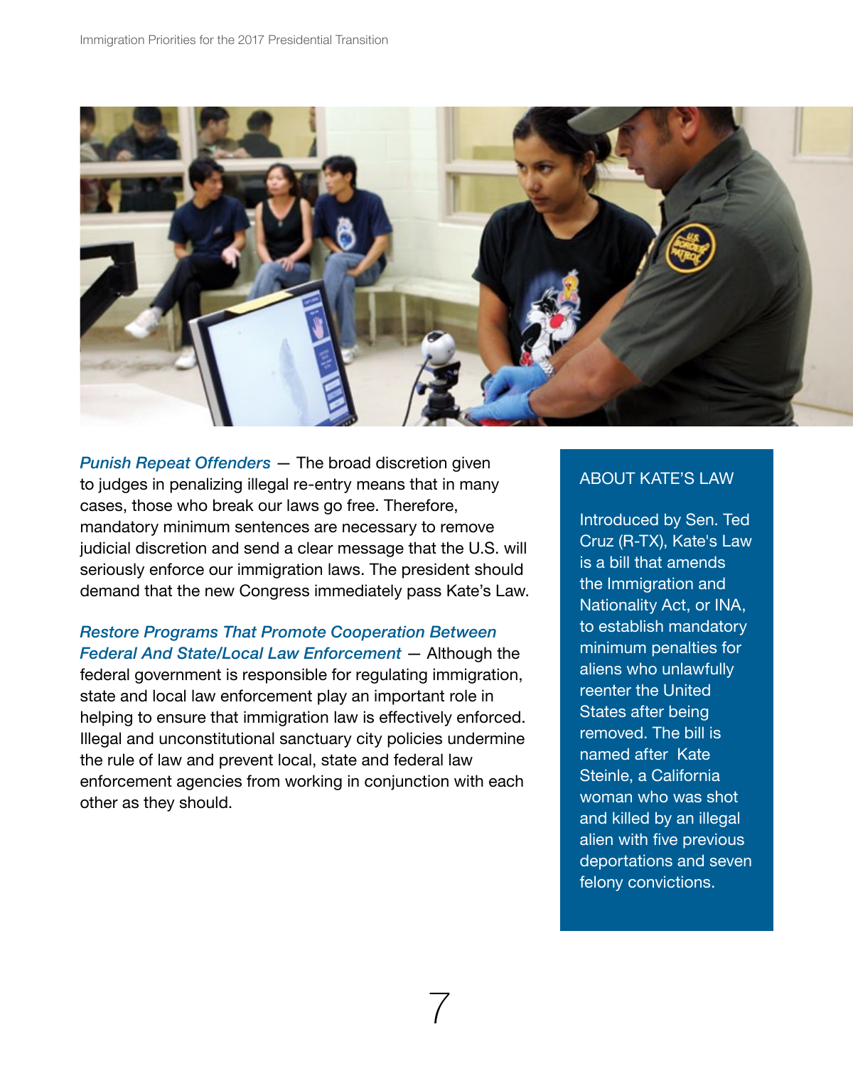***Punish Repeat Offenders*** — The broad discretion given to judges in penalizing illegal re-entry means that in many cases, those who break our laws go free. Therefore, mandatory minimum sentences are necessary to remove judicial discretion and send a clear message that the U.S. will seriously enforce our immigration laws. The president should demand that the new Congress immediately pass Kate's Law.

***Restore Programs That Promote Cooperation Between Federal And State/Local Law Enforcement*** — Although the federal government is responsible for regulating immigration, state and local law enforcement play an important role in helping to ensure that immigration law is effectively enforced. Illegal and unconstitutional sanctuary city policies undermine the rule of law and prevent local, state and federal law enforcement agencies from working in conjunction with each other as they should.

### ABOUT KATE'S LAW

Introduced by Sen. Ted Cruz (R-TX), Kate's Law is a bill that amends the Immigration and Nationality Act, or INA, to establish mandatory minimum penalties for aliens who unlawfully reenter the United States after being removed. The bill is named after Kate Steinle, a California woman who was shot and killed by an illegal alien with five previous deportations and seven felony convictions.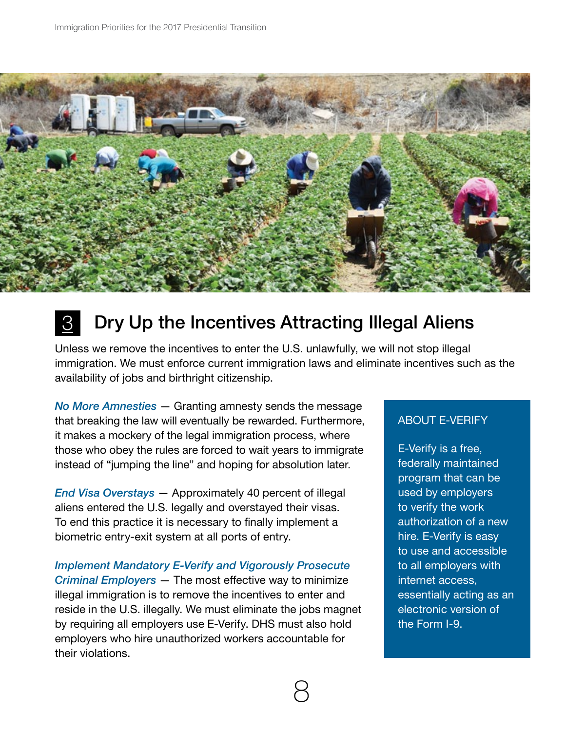## 3 Dry Up the Incentives Attracting Illegal Aliens

Unless we remove the incentives to enter the U.S. unlawfully, we will not stop illegal immigration. We must enforce current immigration laws and eliminate incentives such as the availability of jobs and birthright citizenship.

*No More Amnesties* — Granting amnesty sends the message that breaking the law will eventually be rewarded. Furthermore, it makes a mockery of the legal immigration process, where those who obey the rules are forced to wait years to immigrate instead of "jumping the line" and hoping for absolution later.

*End Visa Overstays* — Approximately 40 percent of illegal aliens entered the U.S. legally and overstayed their visas. To end this practice it is necessary to finally implement a biometric entry-exit system at all ports of entry.

*Implement Mandatory E-Verify and Vigorously Prosecute Criminal Employers* — The most effective way to minimize illegal immigration is to remove the incentives to enter and reside in the U.S. illegally. We must eliminate the jobs magnet by requiring all employers use E-Verify. DHS must also hold employers who hire unauthorized workers accountable for their violations.

**ABOUT E-VERIFY**

E-Verify is a free, federally maintained program that can be used by employers to verify the work authorization of a new hire. E-Verify is easy to use and accessible to all employers with internet access, essentially acting as an electronic version of the Form I-9.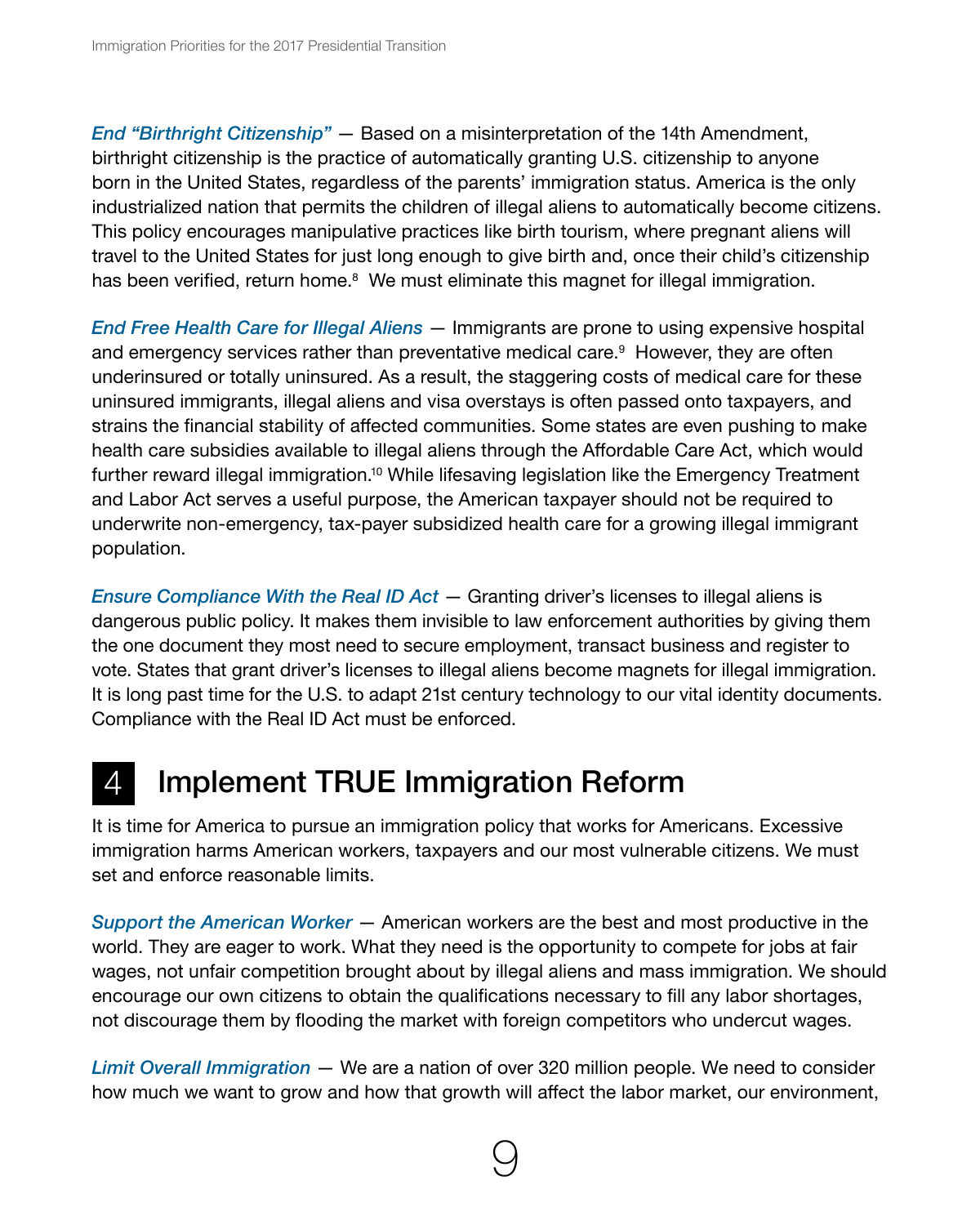***End "Birthright Citizenship"*** — Based on a misinterpretation of the 14th Amendment, birthright citizenship is the practice of automatically granting U.S. citizenship to anyone born in the United States, regardless of the parents' immigration status. America is the only industrialized nation that permits the children of illegal aliens to automatically become citizens. This policy encourages manipulative practices like birth tourism, where pregnant aliens will travel to the United States for just long enough to give birth and, once their child's citizenship has been verified, return home.[8] We must eliminate this magnet for illegal immigration.

***End Free Health Care for Illegal Aliens*** — Immigrants are prone to using expensive hospital and emergency services rather than preventative medical care.[9] However, they are often underinsured or totally uninsured. As a result, the staggering costs of medical care for these uninsured immigrants, illegal aliens and visa overstays is often passed onto taxpayers, and strains the financial stability of affected communities. Some states are even pushing to make health care subsidies available to illegal aliens through the Affordable Care Act, which would further reward illegal immigration.[10] While lifesaving legislation like the Emergency Treatment and Labor Act serves a useful purpose, the American taxpayer should not be required to underwrite non-emergency, tax-payer subsidized health care for a growing illegal immigrant population.

***Ensure Compliance With the Real ID Act*** — Granting driver's licenses to illegal aliens is dangerous public policy. It makes them invisible to law enforcement authorities by giving them the one document they most need to secure employment, transact business and register to vote. States that grant driver's licenses to illegal aliens become magnets for illegal immigration. It is long past time for the U.S. to adapt 21st century technology to our vital identity documents. Compliance with the Real ID Act must be enforced.

## 4 Implement TRUE Immigration Reform

It is time for America to pursue an immigration policy that works for Americans. Excessive immigration harms American workers, taxpayers and our most vulnerable citizens. We must set and enforce reasonable limits.

***Support the American Worker*** — American workers are the best and most productive in the world. They are eager to work. What they need is the opportunity to compete for jobs at fair wages, not unfair competition brought about by illegal aliens and mass immigration. We should encourage our own citizens to obtain the qualifications necessary to fill any labor shortages, not discourage them by flooding the market with foreign competitors who undercut wages.

***Limit Overall Immigration*** — We are a nation of over 320 million people. We need to consider how much we want to grow and how that growth will affect the labor market, our environment,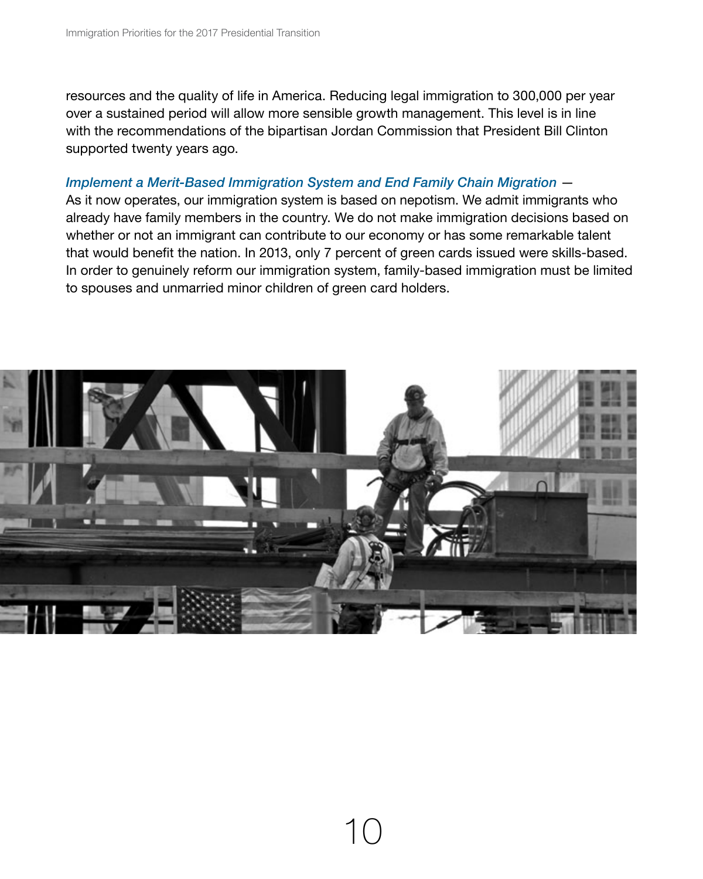resources and the quality of life in America. Reducing legal immigration to 300,000 per year over a sustained period will allow more sensible growth management. This level is in line with the recommendations of the bipartisan Jordan Commission that President Bill Clinton supported twenty years ago.

*Implement a Merit-Based Immigration System and End Family Chain Migration* — As it now operates, our immigration system is based on nepotism. We admit immigrants who already have family members in the country. We do not make immigration decisions based on whether or not an immigrant can contribute to our economy or has some remarkable talent that would benefit the nation. In 2013, only 7 percent of green cards issued were skills-based. In order to genuinely reform our immigration system, family-based immigration must be limited to spouses and unmarried minor children of green card holders.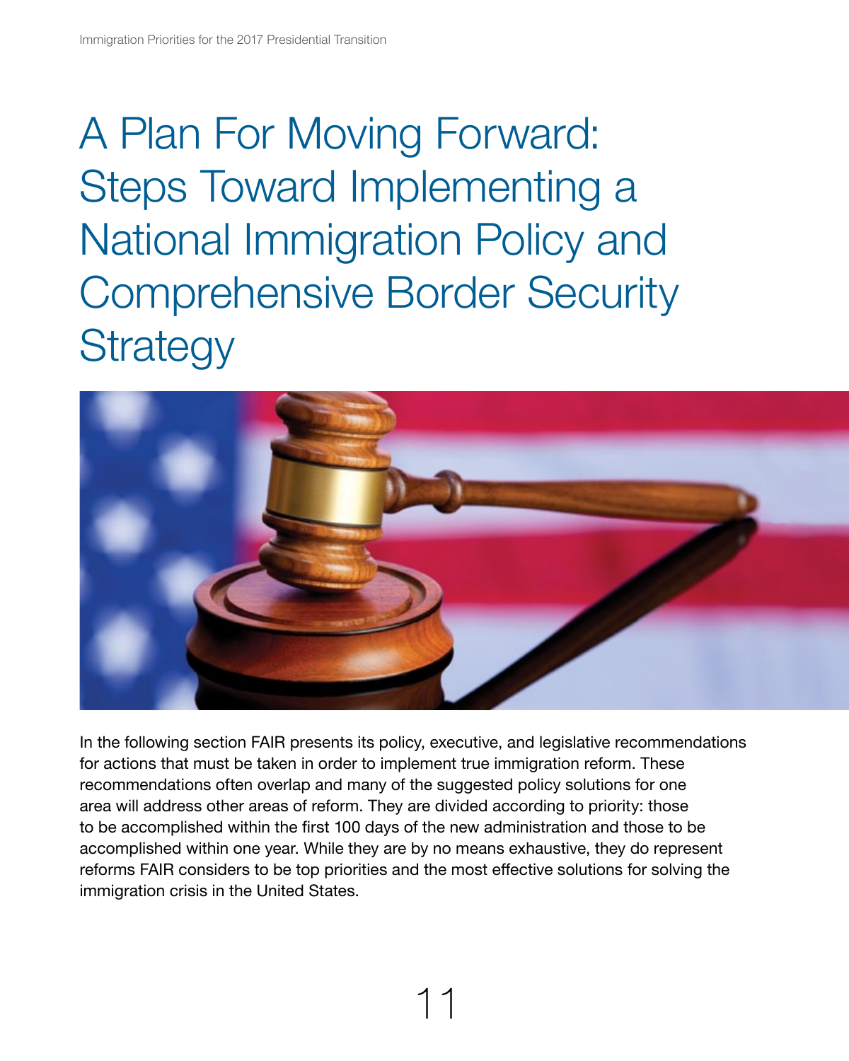# A Plan For Moving Forward: Steps Toward Implementing a National Immigration Policy and Comprehensive Border Security Strategy

In the following section FAIR presents its policy, executive, and legislative recommendations for actions that must be taken in order to implement true immigration reform. These recommendations often overlap and many of the suggested policy solutions for one area will address other areas of reform. They are divided according to priority: those to be accomplished within the first 100 days of the new administration and those to be accomplished within one year. While they are by no means exhaustive, they do represent reforms FAIR considers to be top priorities and the most effective solutions for solving the immigration crisis in the United States.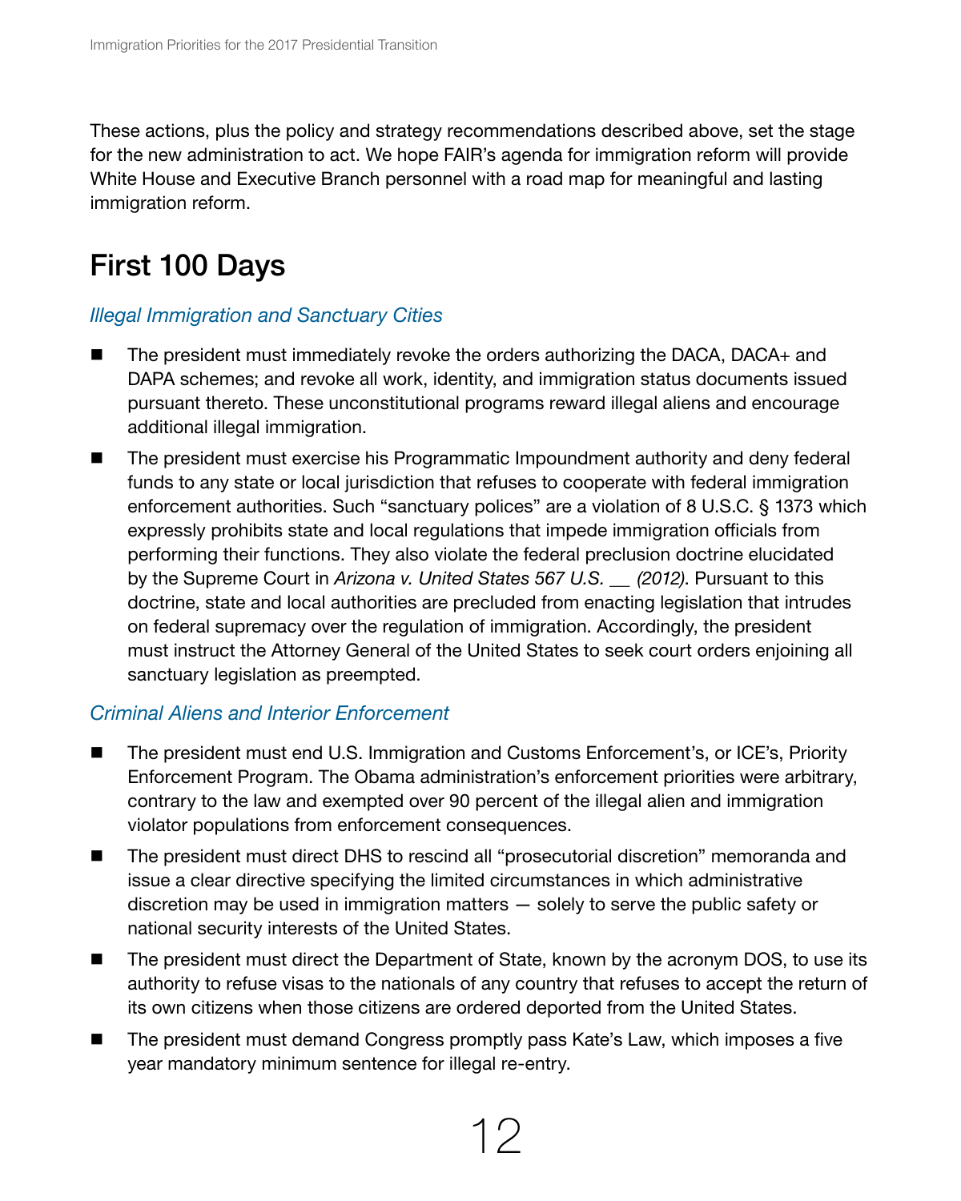These actions, plus the policy and strategy recommendations described above, set the stage for the new administration to act. We hope FAIR's agenda for immigration reform will provide White House and Executive Branch personnel with a road map for meaningful and lasting immigration reform.

## First 100 Days

### *Illegal Immigration and Sanctuary Cities*

- The president must immediately revoke the orders authorizing the DACA, DACA+ and DAPA schemes; and revoke all work, identity, and immigration status documents issued pursuant thereto. These unconstitutional programs reward illegal aliens and encourage additional illegal immigration.
- The president must exercise his Programmatic Impoundment authority and deny federal funds to any state or local jurisdiction that refuses to cooperate with federal immigration enforcement authorities. Such "sanctuary polices" are a violation of 8 U.S.C. § 1373 which expressly prohibits state and local regulations that impede immigration officials from performing their functions. They also violate the federal preclusion doctrine elucidated by the Supreme Court in *Arizona v. United States 567 U.S. __ (2012)*. Pursuant to this doctrine, state and local authorities are precluded from enacting legislation that intrudes on federal supremacy over the regulation of immigration. Accordingly, the president must instruct the Attorney General of the United States to seek court orders enjoining all sanctuary legislation as preempted.

### *Criminal Aliens and Interior Enforcement*

- The president must end U.S. Immigration and Customs Enforcement's, or ICE's, Priority Enforcement Program. The Obama administration's enforcement priorities were arbitrary, contrary to the law and exempted over 90 percent of the illegal alien and immigration violator populations from enforcement consequences.
- The president must direct DHS to rescind all "prosecutorial discretion" memoranda and issue a clear directive specifying the limited circumstances in which administrative discretion may be used in immigration matters — solely to serve the public safety or national security interests of the United States.
- The president must direct the Department of State, known by the acronym DOS, to use its authority to refuse visas to the nationals of any country that refuses to accept the return of its own citizens when those citizens are ordered deported from the United States.
- The president must demand Congress promptly pass Kate's Law, which imposes a five year mandatory minimum sentence for illegal re-entry.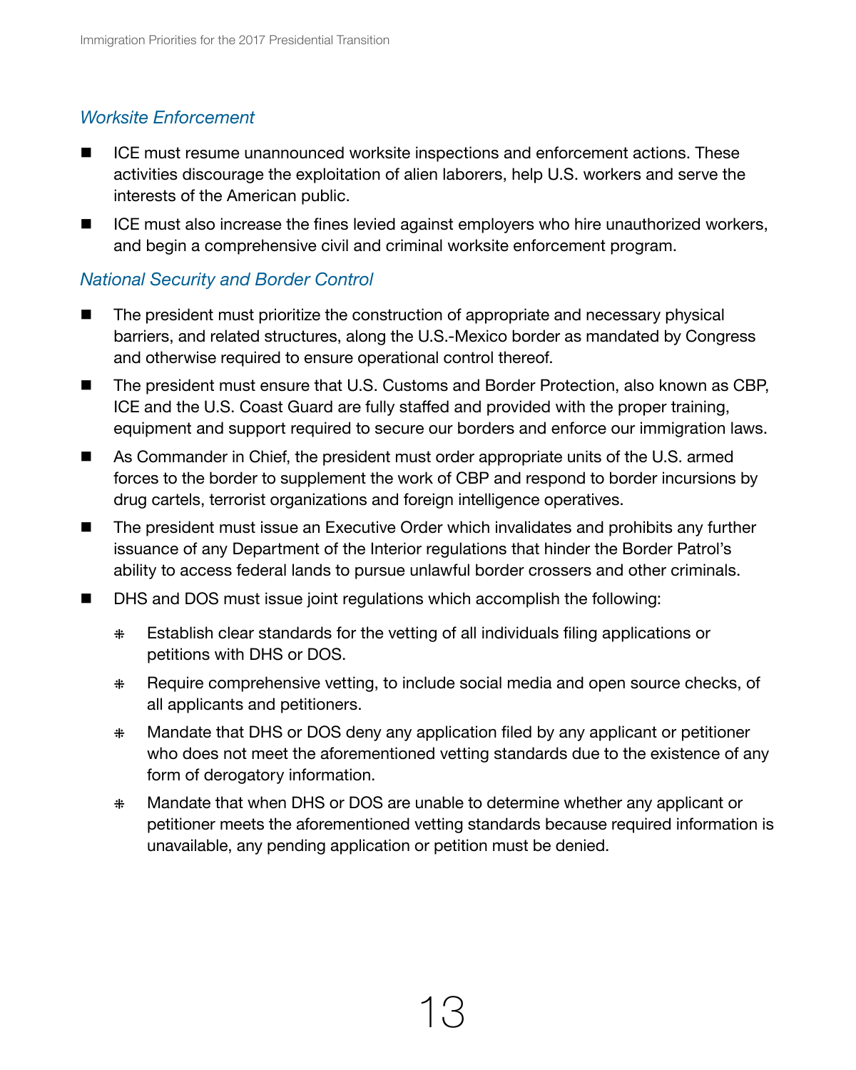*Worksite Enforcement*

- ICE must resume unannounced worksite inspections and enforcement actions. These activities discourage the exploitation of alien laborers, help U.S. workers and serve the interests of the American public.
- ICE must also increase the fines levied against employers who hire unauthorized workers, and begin a comprehensive civil and criminal worksite enforcement program.

*National Security and Border Control*

- The president must prioritize the construction of appropriate and necessary physical barriers, and related structures, along the U.S.-Mexico border as mandated by Congress and otherwise required to ensure operational control thereof.
- The president must ensure that U.S. Customs and Border Protection, also known as CBP, ICE and the U.S. Coast Guard are fully staffed and provided with the proper training, equipment and support required to secure our borders and enforce our immigration laws.
- As Commander in Chief, the president must order appropriate units of the U.S. armed forces to the border to supplement the work of CBP and respond to border incursions by drug cartels, terrorist organizations and foreign intelligence operatives.
- The president must issue an Executive Order which invalidates and prohibits any further issuance of any Department of the Interior regulations that hinder the Border Patrol's ability to access federal lands to pursue unlawful border crossers and other criminals.
- DHS and DOS must issue joint regulations which accomplish the following:
  - Establish clear standards for the vetting of all individuals filing applications or petitions with DHS or DOS.
  - Require comprehensive vetting, to include social media and open source checks, of all applicants and petitioners.
  - Mandate that DHS or DOS deny any application filed by any applicant or petitioner who does not meet the aforementioned vetting standards due to the existence of any form of derogatory information.
  - Mandate that when DHS or DOS are unable to determine whether any applicant or petitioner meets the aforementioned vetting standards because required information is unavailable, any pending application or petition must be denied.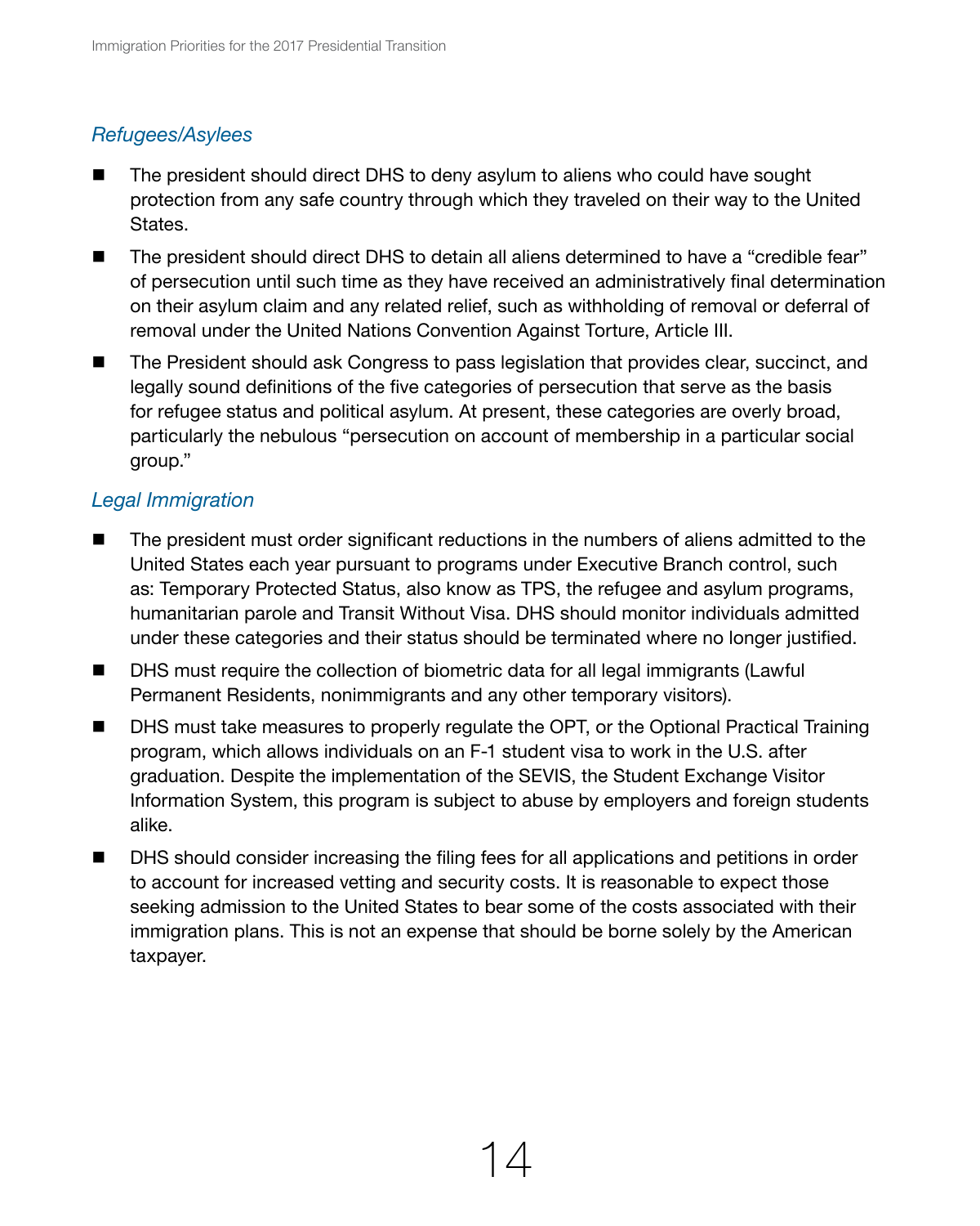### *Refugees/Asylees*

- The president should direct DHS to deny asylum to aliens who could have sought protection from any safe country through which they traveled on their way to the United States.
- The president should direct DHS to detain all aliens determined to have a "credible fear" of persecution until such time as they have received an administratively final determination on their asylum claim and any related relief, such as withholding of removal or deferral of removal under the United Nations Convention Against Torture, Article III.
- The President should ask Congress to pass legislation that provides clear, succinct, and legally sound definitions of the five categories of persecution that serve as the basis for refugee status and political asylum. At present, these categories are overly broad, particularly the nebulous "persecution on account of membership in a particular social group."

### *Legal Immigration*

- The president must order significant reductions in the numbers of aliens admitted to the United States each year pursuant to programs under Executive Branch control, such as: Temporary Protected Status, also know as TPS, the refugee and asylum programs, humanitarian parole and Transit Without Visa. DHS should monitor individuals admitted under these categories and their status should be terminated where no longer justified.
- DHS must require the collection of biometric data for all legal immigrants (Lawful Permanent Residents, nonimmigrants and any other temporary visitors).
- DHS must take measures to properly regulate the OPT, or the Optional Practical Training program, which allows individuals on an F-1 student visa to work in the U.S. after graduation. Despite the implementation of the SEVIS, the Student Exchange Visitor Information System, this program is subject to abuse by employers and foreign students alike.
- DHS should consider increasing the filing fees for all applications and petitions in order to account for increased vetting and security costs. It is reasonable to expect those seeking admission to the United States to bear some of the costs associated with their immigration plans. This is not an expense that should be borne solely by the American taxpayer.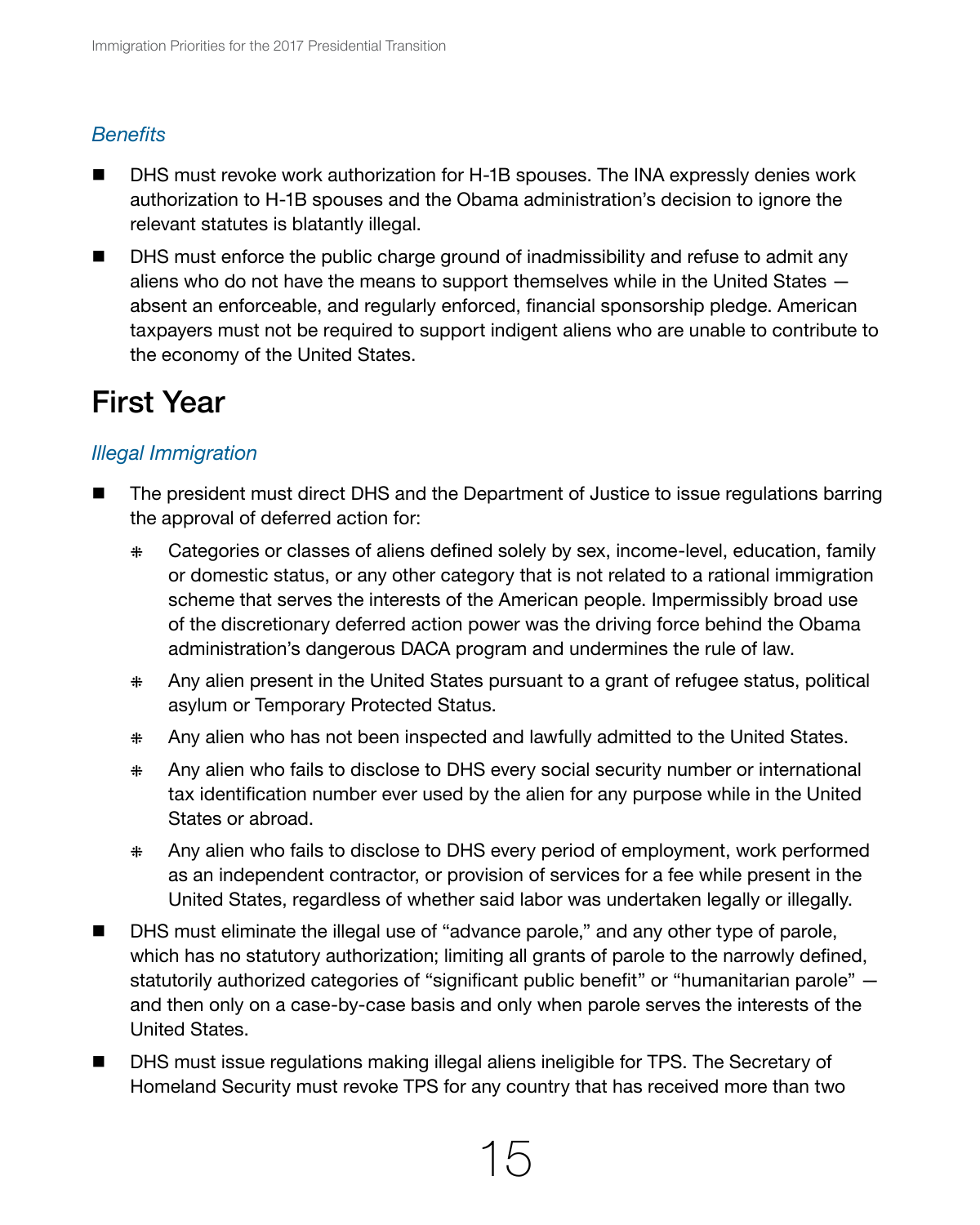*Benefits*

- DHS must revoke work authorization for H-1B spouses. The INA expressly denies work authorization to H-1B spouses and the Obama administration's decision to ignore the relevant statutes is blatantly illegal.
- DHS must enforce the public charge ground of inadmissibility and refuse to admit any aliens who do not have the means to support themselves while in the United States — absent an enforceable, and regularly enforced, financial sponsorship pledge. American taxpayers must not be required to support indigent aliens who are unable to contribute to the economy of the United States.

# First Year

*Illegal Immigration*

- The president must direct DHS and the Department of Justice to issue regulations barring the approval of deferred action for:
    - Categories or classes of aliens defined solely by sex, income-level, education, family or domestic status, or any other category that is not related to a rational immigration scheme that serves the interests of the American people. Impermissibly broad use of the discretionary deferred action power was the driving force behind the Obama administration's dangerous DACA program and undermines the rule of law.
    - Any alien present in the United States pursuant to a grant of refugee status, political asylum or Temporary Protected Status.
    - Any alien who has not been inspected and lawfully admitted to the United States.
    - Any alien who fails to disclose to DHS every social security number or international tax identification number ever used by the alien for any purpose while in the United States or abroad.
    - Any alien who fails to disclose to DHS every period of employment, work performed as an independent contractor, or provision of services for a fee while present in the United States, regardless of whether said labor was undertaken legally or illegally.
- DHS must eliminate the illegal use of "advance parole," and any other type of parole, which has no statutory authorization; limiting all grants of parole to the narrowly defined, statutorily authorized categories of "significant public benefit" or "humanitarian parole" — and then only on a case-by-case basis and only when parole serves the interests of the United States.
- DHS must issue regulations making illegal aliens ineligible for TPS. The Secretary of Homeland Security must revoke TPS for any country that has received more than two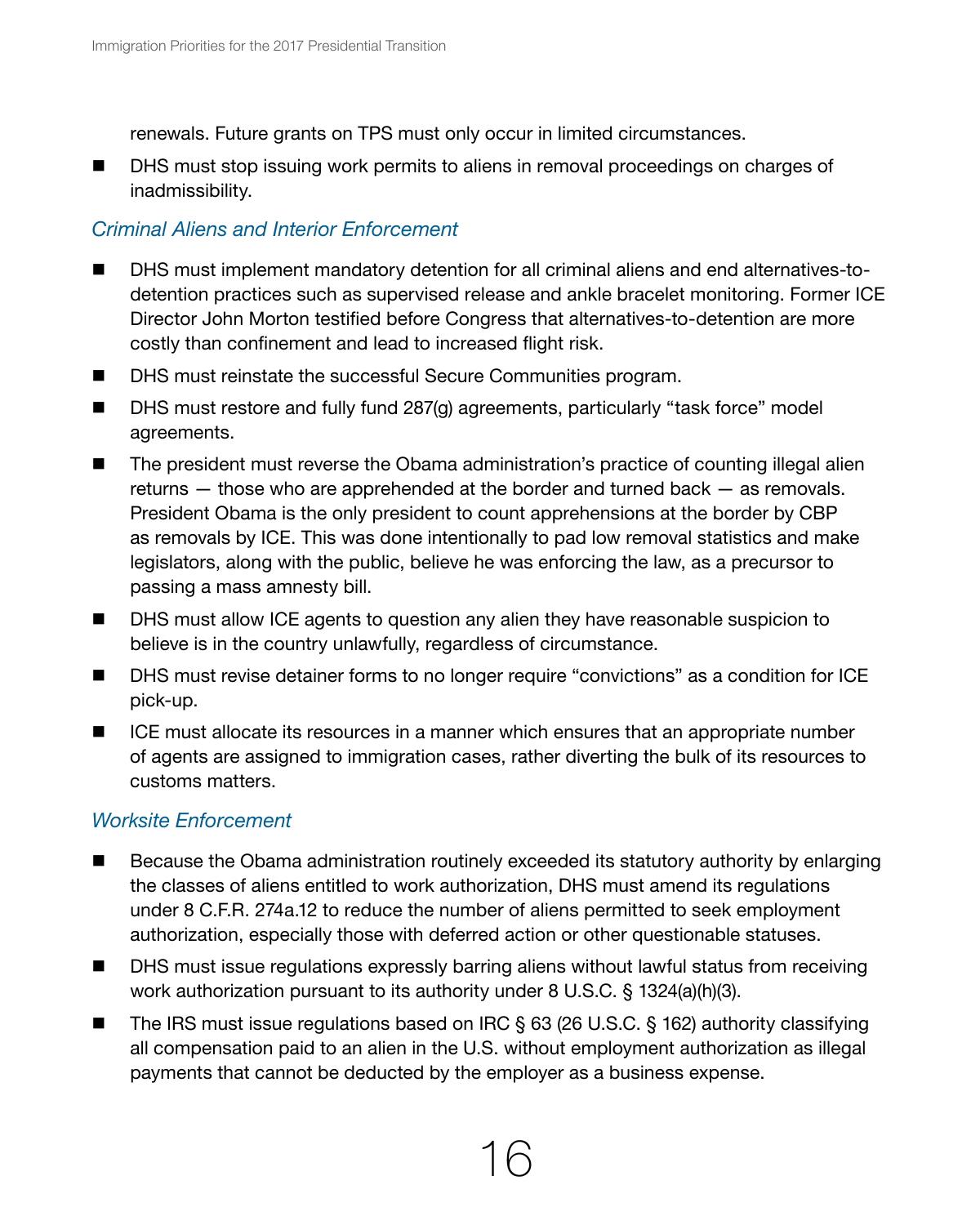renewals. Future grants on TPS must only occur in limited circumstances.

- DHS must stop issuing work permits to aliens in removal proceedings on charges of inadmissibility.

### *Criminal Aliens and Interior Enforcement*

- DHS must implement mandatory detention for all criminal aliens and end alternatives-to-detention practices such as supervised release and ankle bracelet monitoring. Former ICE Director John Morton testified before Congress that alternatives-to-detention are more costly than confinement and lead to increased flight risk.
- DHS must reinstate the successful Secure Communities program.
- DHS must restore and fully fund 287(g) agreements, particularly "task force" model agreements.
- The president must reverse the Obama administration's practice of counting illegal alien returns — those who are apprehended at the border and turned back — as removals. President Obama is the only president to count apprehensions at the border by CBP as removals by ICE. This was done intentionally to pad low removal statistics and make legislators, along with the public, believe he was enforcing the law, as a precursor to passing a mass amnesty bill.
- DHS must allow ICE agents to question any alien they have reasonable suspicion to believe is in the country unlawfully, regardless of circumstance.
- DHS must revise detainer forms to no longer require "convictions" as a condition for ICE pick-up.
- ICE must allocate its resources in a manner which ensures that an appropriate number of agents are assigned to immigration cases, rather diverting the bulk of its resources to customs matters.

### *Worksite Enforcement*

- Because the Obama administration routinely exceeded its statutory authority by enlarging the classes of aliens entitled to work authorization, DHS must amend its regulations under 8 C.F.R. 274a.12 to reduce the number of aliens permitted to seek employment authorization, especially those with deferred action or other questionable statuses.
- DHS must issue regulations expressly barring aliens without lawful status from receiving work authorization pursuant to its authority under 8 U.S.C. § 1324(a)(h)(3).
- The IRS must issue regulations based on IRC § 63 (26 U.S.C. § 162) authority classifying all compensation paid to an alien in the U.S. without employment authorization as illegal payments that cannot be deducted by the employer as a business expense.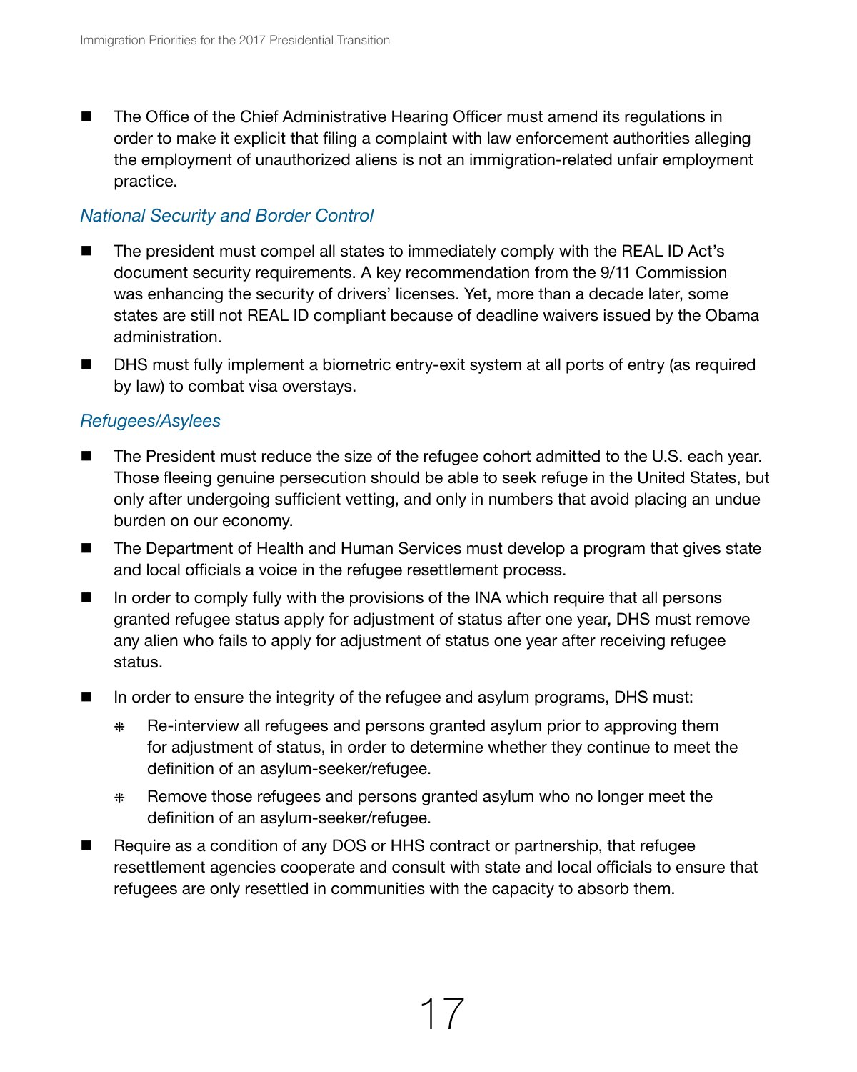- The Office of the Chief Administrative Hearing Officer must amend its regulations in order to make it explicit that filing a complaint with law enforcement authorities alleging the employment of unauthorized aliens is not an immigration-related unfair employment practice.

### *National Security and Border Control*

- The president must compel all states to immediately comply with the REAL ID Act's document security requirements. A key recommendation from the 9/11 Commission was enhancing the security of drivers' licenses. Yet, more than a decade later, some states are still not REAL ID compliant because of deadline waivers issued by the Obama administration.
- DHS must fully implement a biometric entry-exit system at all ports of entry (as required by law) to combat visa overstays.

### *Refugees/Asylees*

- The President must reduce the size of the refugee cohort admitted to the U.S. each year. Those fleeing genuine persecution should be able to seek refuge in the United States, but only after undergoing sufficient vetting, and only in numbers that avoid placing an undue burden on our economy.
- The Department of Health and Human Services must develop a program that gives state and local officials a voice in the refugee resettlement process.
- In order to comply fully with the provisions of the INA which require that all persons granted refugee status apply for adjustment of status after one year, DHS must remove any alien who fails to apply for adjustment of status one year after receiving refugee status.
- In order to ensure the integrity of the refugee and asylum programs, DHS must:
  - Re-interview all refugees and persons granted asylum prior to approving them for adjustment of status, in order to determine whether they continue to meet the definition of an asylum-seeker/refugee.
  - Remove those refugees and persons granted asylum who no longer meet the definition of an asylum-seeker/refugee.
- Require as a condition of any DOS or HHS contract or partnership, that refugee resettlement agencies cooperate and consult with state and local officials to ensure that refugees are only resettled in communities with the capacity to absorb them.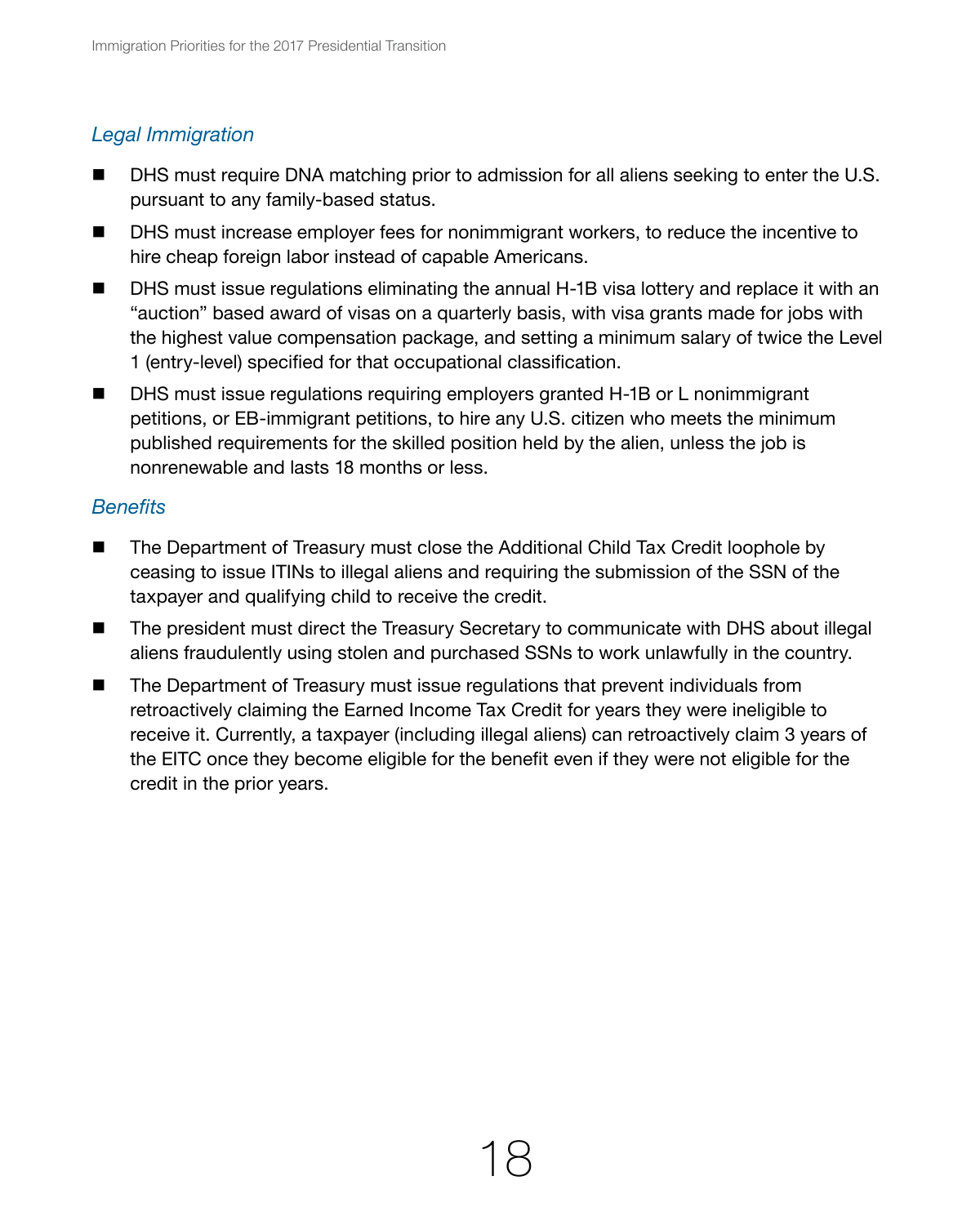*Legal Immigration*

- DHS must require DNA matching prior to admission for all aliens seeking to enter the U.S. pursuant to any family-based status.
- DHS must increase employer fees for nonimmigrant workers, to reduce the incentive to hire cheap foreign labor instead of capable Americans.
- DHS must issue regulations eliminating the annual H-1B visa lottery and replace it with an "auction" based award of visas on a quarterly basis, with visa grants made for jobs with the highest value compensation package, and setting a minimum salary of twice the Level 1 (entry-level) specified for that occupational classification.
- DHS must issue regulations requiring employers granted H-1B or L nonimmigrant petitions, or EB-immigrant petitions, to hire any U.S. citizen who meets the minimum published requirements for the skilled position held by the alien, unless the job is nonrenewable and lasts 18 months or less.

*Benefits*

- The Department of Treasury must close the Additional Child Tax Credit loophole by ceasing to issue ITINs to illegal aliens and requiring the submission of the SSN of the taxpayer and qualifying child to receive the credit.
- The president must direct the Treasury Secretary to communicate with DHS about illegal aliens fraudulently using stolen and purchased SSNs to work unlawfully in the country.
- The Department of Treasury must issue regulations that prevent individuals from retroactively claiming the Earned Income Tax Credit for years they were ineligible to receive it. Currently, a taxpayer (including illegal aliens) can retroactively claim 3 years of the EITC once they become eligible for the benefit even if they were not eligible for the credit in the prior years.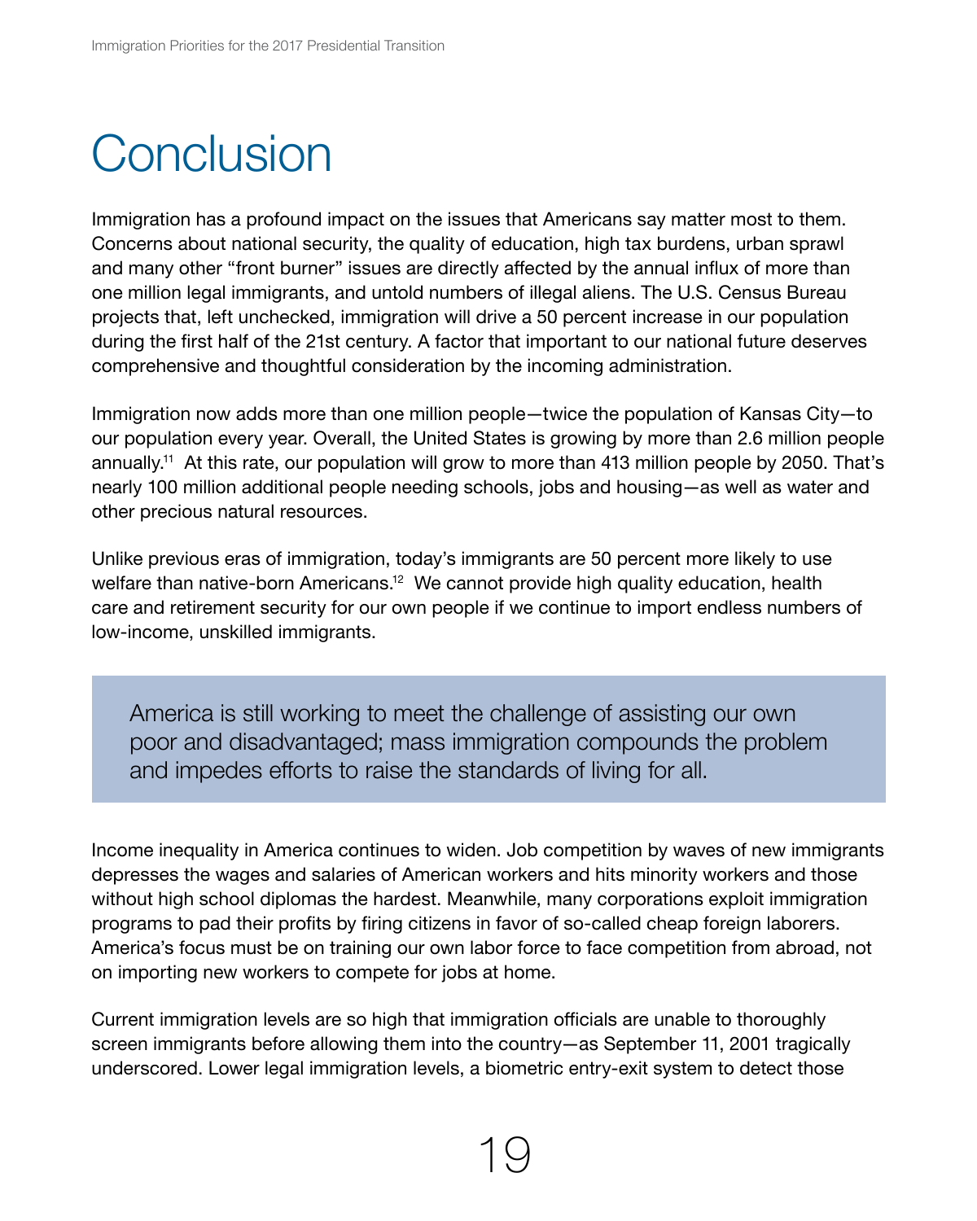# Conclusion

Immigration has a profound impact on the issues that Americans say matter most to them. Concerns about national security, the quality of education, high tax burdens, urban sprawl and many other "front burner" issues are directly affected by the annual influx of more than one million legal immigrants, and untold numbers of illegal aliens. The U.S. Census Bureau projects that, left unchecked, immigration will drive a 50 percent increase in our population during the first half of the 21st century. A factor that important to our national future deserves comprehensive and thoughtful consideration by the incoming administration.

Immigration now adds more than one million people—twice the population of Kansas City—to our population every year. Overall, the United States is growing by more than 2.6 million people annually.[11] At this rate, our population will grow to more than 413 million people by 2050. That's nearly 100 million additional people needing schools, jobs and housing—as well as water and other precious natural resources.

Unlike previous eras of immigration, today's immigrants are 50 percent more likely to use welfare than native-born Americans.[12] We cannot provide high quality education, health care and retirement security for our own people if we continue to import endless numbers of low-income, unskilled immigrants.

> America is still working to meet the challenge of assisting our own poor and disadvantaged; mass immigration compounds the problem and impedes efforts to raise the standards of living for all.

Income inequality in America continues to widen. Job competition by waves of new immigrants depresses the wages and salaries of American workers and hits minority workers and those without high school diplomas the hardest. Meanwhile, many corporations exploit immigration programs to pad their profits by firing citizens in favor of so-called cheap foreign laborers. America's focus must be on training our own labor force to face competition from abroad, not on importing new workers to compete for jobs at home.

Current immigration levels are so high that immigration officials are unable to thoroughly screen immigrants before allowing them into the country—as September 11, 2001 tragically underscored. Lower legal immigration levels, a biometric entry-exit system to detect those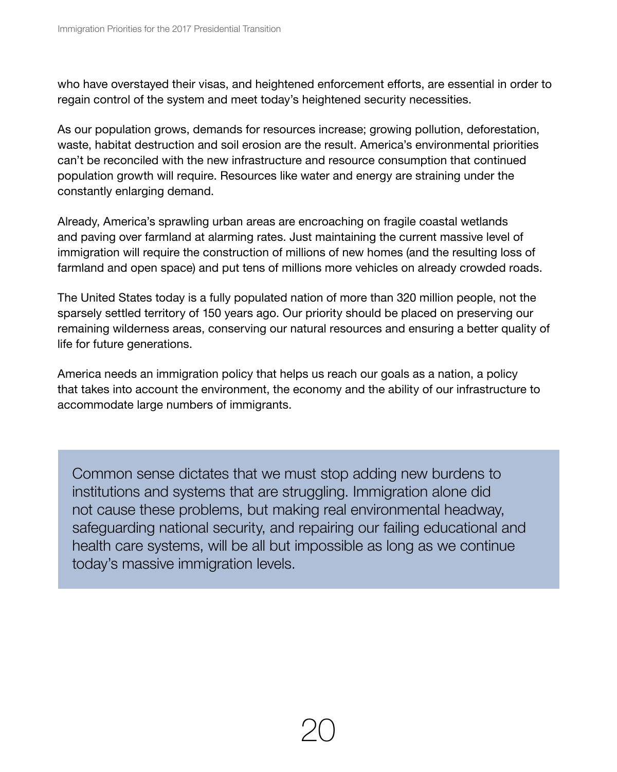who have overstayed their visas, and heightened enforcement efforts, are essential in order to regain control of the system and meet today's heightened security necessities.

As our population grows, demands for resources increase; growing pollution, deforestation, waste, habitat destruction and soil erosion are the result. America's environmental priorities can't be reconciled with the new infrastructure and resource consumption that continued population growth will require. Resources like water and energy are straining under the constantly enlarging demand.

Already, America's sprawling urban areas are encroaching on fragile coastal wetlands and paving over farmland at alarming rates. Just maintaining the current massive level of immigration will require the construction of millions of new homes (and the resulting loss of farmland and open space) and put tens of millions more vehicles on already crowded roads.

The United States today is a fully populated nation of more than 320 million people, not the sparsely settled territory of 150 years ago. Our priority should be placed on preserving our remaining wilderness areas, conserving our natural resources and ensuring a better quality of life for future generations.

America needs an immigration policy that helps us reach our goals as a nation, a policy that takes into account the environment, the economy and the ability of our infrastructure to accommodate large numbers of immigrants.

> Common sense dictates that we must stop adding new burdens to institutions and systems that are struggling. Immigration alone did not cause these problems, but making real environmental headway, safeguarding national security, and repairing our failing educational and health care systems, will be all but impossible as long as we continue today's massive immigration levels.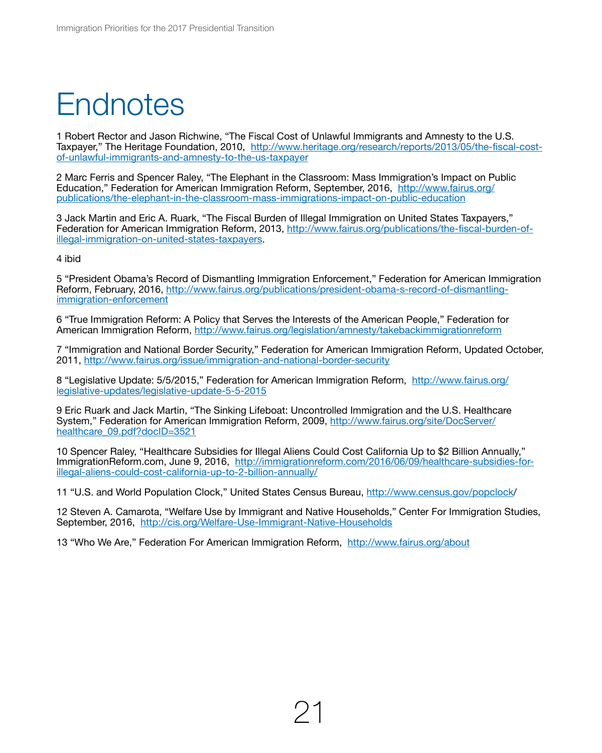# Endnotes

1 Robert Rector and Jason Richwine, "The Fiscal Cost of Unlawful Immigrants and Amnesty to the U.S. Taxpayer," The Heritage Foundation, 2010, http://www.heritage.org/research/reports/2013/05/the-fiscal-cost-of-unlawful-immigrants-and-amnesty-to-the-us-taxpayer

2 Marc Ferris and Spencer Raley, "The Elephant in the Classroom: Mass Immigration's Impact on Public Education," Federation for American Immigration Reform, September, 2016, http://www.fairus.org/publications/the-elephant-in-the-classroom-mass-immigrations-impact-on-public-education

3 Jack Martin and Eric A. Ruark, "The Fiscal Burden of Illegal Immigration on United States Taxpayers," Federation for American Immigration Reform, 2013, http://www.fairus.org/publications/the-fiscal-burden-of-illegal-immigration-on-united-states-taxpayers.

4 ibid

5 "President Obama's Record of Dismantling Immigration Enforcement," Federation for American Immigration Reform, February, 2016, http://www.fairus.org/publications/president-obama-s-record-of-dismantling-immigration-enforcement

6 "True Immigration Reform: A Policy that Serves the Interests of the American People," Federation for American Immigration Reform, http://www.fairus.org/legislation/amnesty/takebackimmigrationreform

7 "Immigration and National Border Security," Federation for American Immigration Reform, Updated October, 2011, http://www.fairus.org/issue/immigration-and-national-border-security

8 "Legislative Update: 5/5/2015," Federation for American Immigration Reform, http://www.fairus.org/legislative-updates/legislative-update-5-5-2015

9 Eric Ruark and Jack Martin, "The Sinking Lifeboat: Uncontrolled Immigration and the U.S. Healthcare System," Federation for American Immigration Reform, 2009, http://www.fairus.org/site/DocServer/healthcare_09.pdf?docID=3521

10 Spencer Raley, "Healthcare Subsidies for Illegal Aliens Could Cost California Up to $2 Billion Annually," ImmigrationReform.com, June 9, 2016, http://immigrationreform.com/2016/06/09/healthcare-subsidies-for-illegal-aliens-could-cost-california-up-to-2-billion-annually/

11 "U.S. and World Population Clock," United States Census Bureau, http://www.census.gov/popclock/

12 Steven A. Camarota, "Welfare Use by Immigrant and Native Households," Center For Immigration Studies, September, 2016, http://cis.org/Welfare-Use-Immigrant-Native-Households

13 "Who We Are," Federation For American Immigration Reform, http://www.fairus.org/about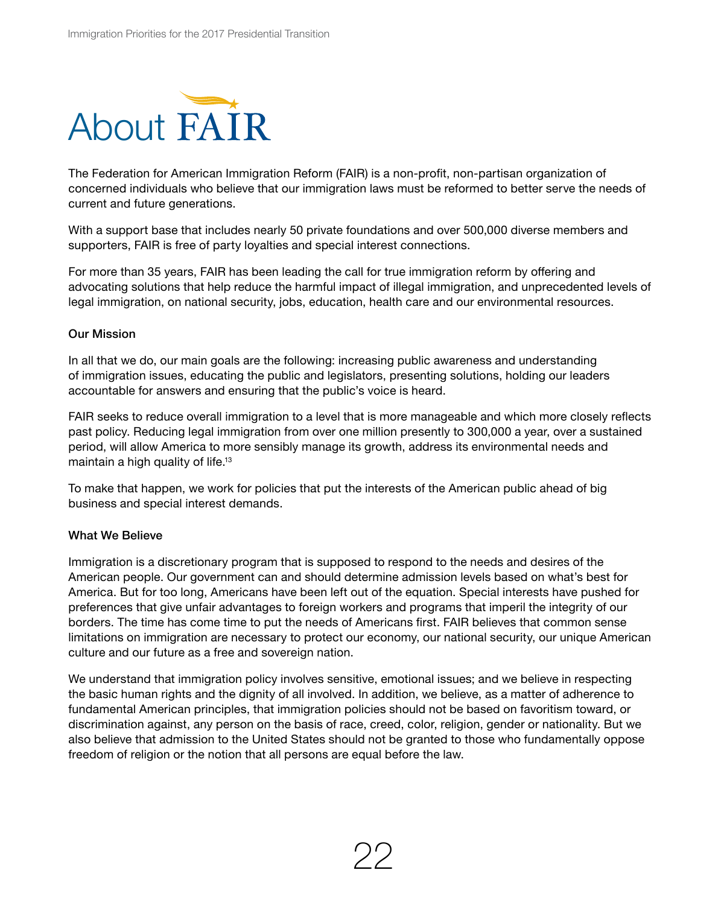# About FAIR

The Federation for American Immigration Reform (FAIR) is a non-profit, non-partisan organization of concerned individuals who believe that our immigration laws must be reformed to better serve the needs of current and future generations.

With a support base that includes nearly 50 private foundations and over 500,000 diverse members and supporters, FAIR is free of party loyalties and special interest connections.

For more than 35 years, FAIR has been leading the call for true immigration reform by offering and advocating solutions that help reduce the harmful impact of illegal immigration, and unprecedented levels of legal immigration, on national security, jobs, education, health care and our environmental resources.

**Our Mission**

In all that we do, our main goals are the following: increasing public awareness and understanding of immigration issues, educating the public and legislators, presenting solutions, holding our leaders accountable for answers and ensuring that the public's voice is heard.

FAIR seeks to reduce overall immigration to a level that is more manageable and which more closely reflects past policy. Reducing legal immigration from over one million presently to 300,000 a year, over a sustained period, will allow America to more sensibly manage its growth, address its environmental needs and maintain a high quality of life.[13]

To make that happen, we work for policies that put the interests of the American public ahead of big business and special interest demands.

**What We Believe**

Immigration is a discretionary program that is supposed to respond to the needs and desires of the American people. Our government can and should determine admission levels based on what's best for America. But for too long, Americans have been left out of the equation. Special interests have pushed for preferences that give unfair advantages to foreign workers and programs that imperil the integrity of our borders. The time has come time to put the needs of Americans first. FAIR believes that common sense limitations on immigration are necessary to protect our economy, our national security, our unique American culture and our future as a free and sovereign nation.

We understand that immigration policy involves sensitive, emotional issues; and we believe in respecting the basic human rights and the dignity of all involved. In addition, we believe, as a matter of adherence to fundamental American principles, that immigration policies should not be based on favoritism toward, or discrimination against, any person on the basis of race, creed, color, religion, gender or nationality. But we also believe that admission to the United States should not be granted to those who fundamentally oppose freedom of religion or the notion that all persons are equal before the law.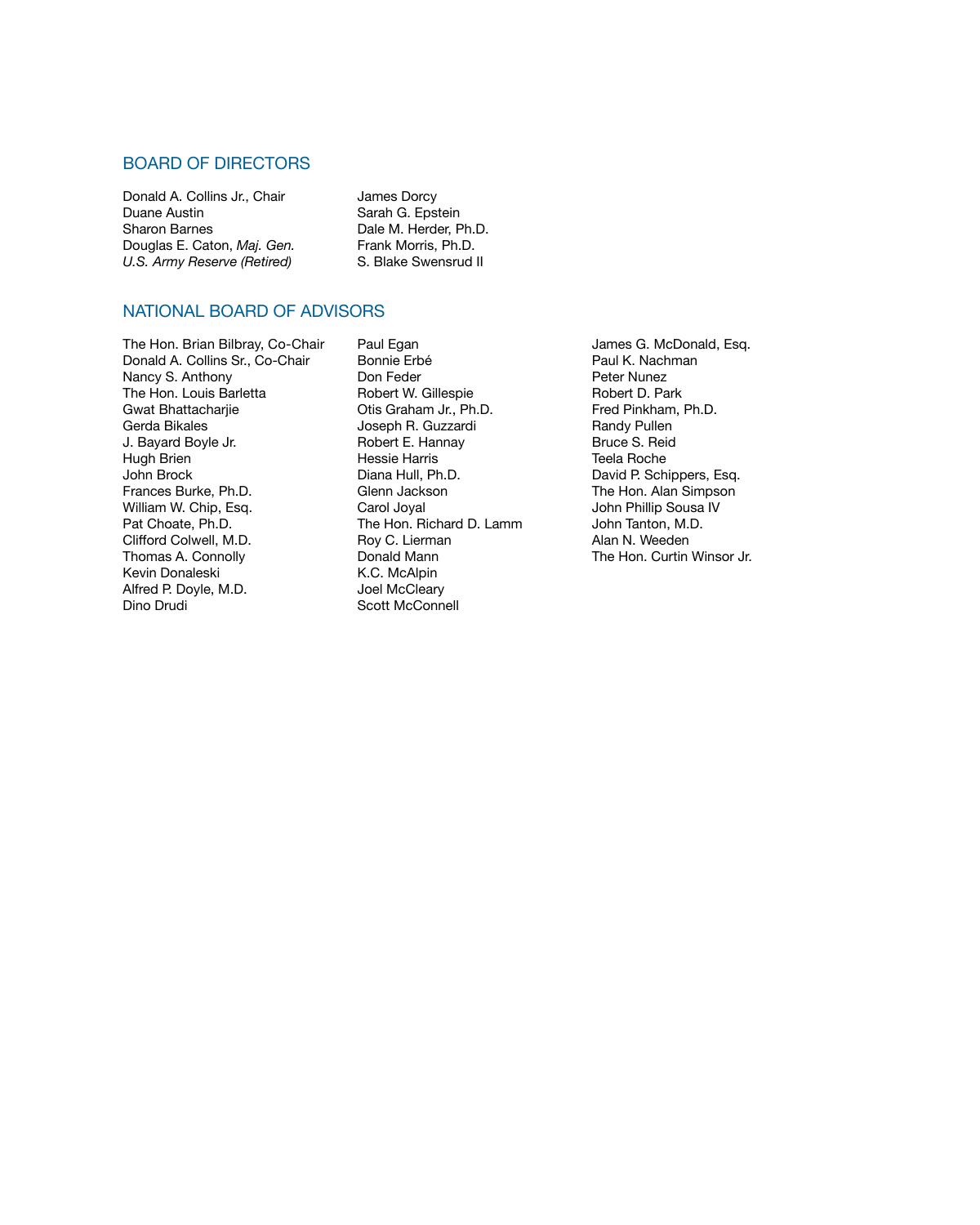## BOARD OF DIRECTORS

Donald A. Collins Jr., Chair
Duane Austin
Sharon Barnes
Douglas E. Caton, *Maj. Gen. U.S. Army Reserve (Retired)*
James Dorcy
Sarah G. Epstein
Dale M. Herder, Ph.D.
Frank Morris, Ph.D.
S. Blake Swensrud II

## NATIONAL BOARD OF ADVISORS

The Hon. Brian Bilbray, Co-Chair
Donald A. Collins Sr., Co-Chair
Nancy S. Anthony
The Hon. Louis Barletta
Gwat Bhattacharjie
Gerda Bikales
J. Bayard Boyle Jr.
Hugh Brien
John Brock
Frances Burke, Ph.D.
William W. Chip, Esq.
Pat Choate, Ph.D.
Clifford Colwell, M.D.
Thomas A. Connolly
Kevin Donaleski
Alfred P. Doyle, M.D.
Dino Drudi
Paul Egan
Bonnie Erbé
Don Feder
Robert W. Gillespie
Otis Graham Jr., Ph.D.
Joseph R. Guzzardi
Robert E. Hannay
Hessie Harris
Diana Hull, Ph.D.
Glenn Jackson
Carol Joyal
The Hon. Richard D. Lamm
Roy C. Lierman
Donald Mann
K.C. McAlpin
Joel McCleary
Scott McConnell
James G. McDonald, Esq.
Paul K. Nachman
Peter Nunez
Robert D. Park
Fred Pinkham, Ph.D.
Randy Pullen
Bruce S. Reid
Teela Roche
David P. Schippers, Esq.
The Hon. Alan Simpson
John Phillip Sousa IV
John Tanton, M.D.
Alan N. Weeden
The Hon. Curtin Winsor Jr.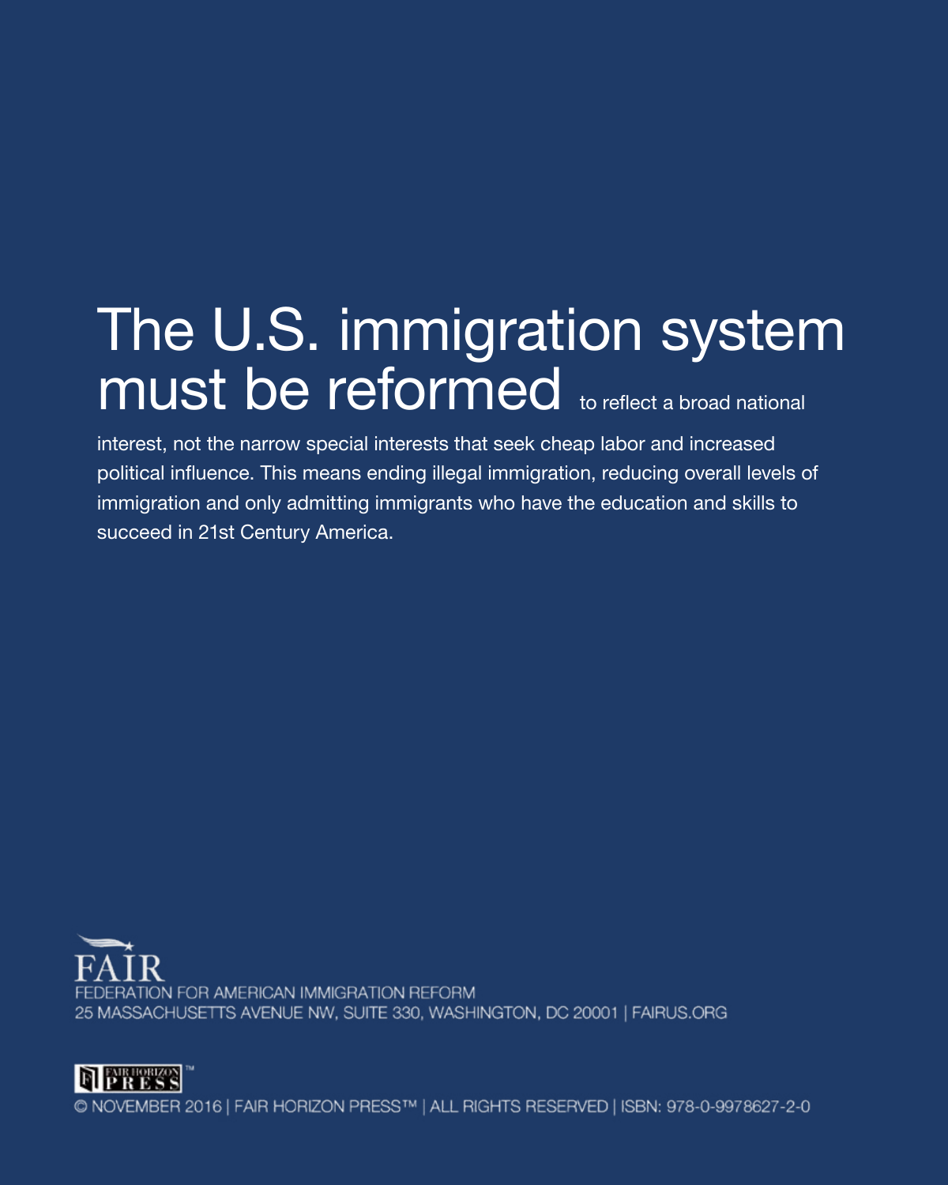# The U.S. immigration system must be reformed to reflect a broad national interest, not the narrow special interests that seek cheap labor and increased political influence. This means ending illegal immigration, reducing overall levels of immigration and only admitting immigrants who have the education and skills to succeed in 21st Century America.

FAIR
FEDERATION FOR AMERICAN IMMIGRATION REFORM
25 MASSACHUSETTS AVENUE NW, SUITE 330, WASHINGTON, DC 20001 | FAIRUS.ORG

FAIR HORIZON PRESS™

© NOVEMBER 2016 | FAIR HORIZON PRESS™ | ALL RIGHTS RESERVED | ISBN: 978-0-9978627-2-0